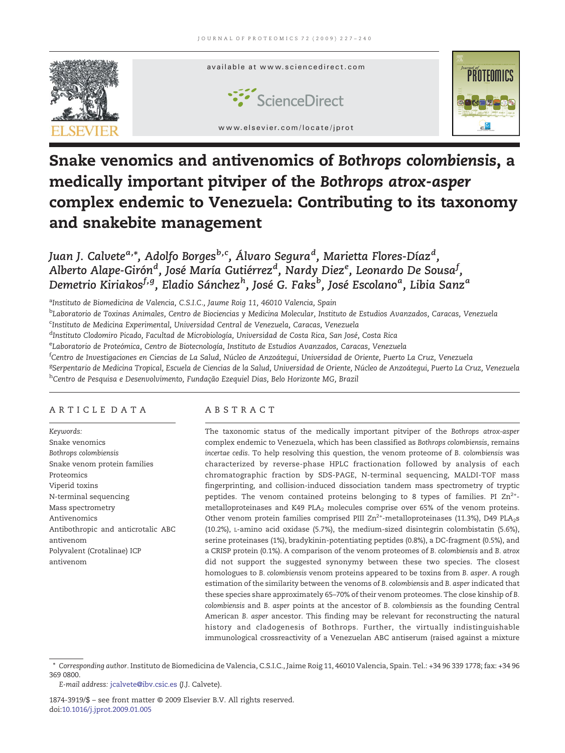# Snake venomics and antivenomics of *Bothrops colombiensis*, a medically important pitviper of the *Bothrops atrox-asper* complex endemic to Venezuela: Contributing to its taxonomy and snakebite management

*Juan J. Calvete*[a,*], *Adolfo Borges*[b,c], *Álvaro Segura*[d], *Marietta Flores-Díaz*[d], *Alberto Alape-Girón*[d], *José María Gutiérrez*[d], *Nardy Diez*[e], *Leonardo De Sousa*[f], *Demetrio Kiriakos*[f,g], *Eladio Sánchez*[h], *José G. Faks*[b], *José Escolano*[a], *Libia Sanz*[a]

[a]Instituto de Biomedicina de Valencia, C.S.I.C., Jaume Roig 11, 46010 Valencia, Spain

[b]Laboratorio de Toxinas Animales, Centro de Biociencias y Medicina Molecular, Instituto de Estudios Avanzados, Caracas, Venezuela

[c]Instituto de Medicina Experimental, Universidad Central de Venezuela, Caracas, Venezuela

[d]Instituto Clodomiro Picado, Facultad de Microbiología, Universidad de Costa Rica, San José, Costa Rica

[e]Laboratorio de Proteómica, Centro de Biotecnología, Instituto de Estudios Avanzados, Caracas, Venezuela

[f]Centro de Investigaciones en Ciencias de La Salud, Núcleo de Anzoátegui, Universidad de Oriente, Puerto La Cruz, Venezuela

[g]Serpentario de Medicina Tropical, Escuela de Ciencias de la Salud, Universidad de Oriente, Núcleo de Anzoátegui, Puerto La Cruz, Venezuela

[h]Centro de Pesquisa e Desenvolvimento, Fundação Ezequiel Dias, Belo Horizonte MG, Brazil

## ARTICLE DATA

*Keywords:*
Snake venomics
*Bothrops colombiensis*
Snake venom protein families
Proteomics
Viperid toxins
N-terminal sequencing
Mass spectrometry
Antivenomics
Antibothropic and anticrotalic ABC antivenom
Polyvalent (Crotalinae) ICP antivenom

## ABSTRACT

The taxonomic status of the medically important pitviper of the *Bothrops atrox-asper* complex endemic to Venezuela, which has been classified as *Bothrops colombiensis*, remains *incertae cedis*. To help resolving this question, the venom proteome of *B. colombiensis* was characterized by reverse-phase HPLC fractionation followed by analysis of each chromatographic fraction by SDS-PAGE, N-terminal sequencing, MALDI-TOF mass fingerprinting, and collision-induced dissociation tandem mass spectrometry of tryptic peptides. The venom contained proteins belonging to 8 types of families. PI $Zn^{2+}$-metalloproteinases and K49 $PLA_2$ molecules comprise over 65% of the venom proteins. Other venom protein families comprised PIII $Zn^{2+}$-metalloproteinases (11.3%), D49 $PLA_2$s (10.2%), L-amino acid oxidase (5.7%), the medium-sized disintegrin colombistatin (5.6%), serine proteinases (1%), bradykinin-potentiating peptides (0.8%), a DC-fragment (0.5%), and a CRISP protein (0.1%). A comparison of the venom proteomes of *B. colombiensis* and *B. atrox* did not support the suggested synonymy between these two species. The closest homologues to *B. colombiensis* venom proteins appeared to be toxins from *B. asper*. A rough estimation of the similarity between the venoms of *B. colombiensis* and *B. asper* indicated that these species share approximately 65–70% of their venom proteomes. The close kinship of *B. colombiensis* and *B. asper* points at the ancestor of *B. colombiensis* as the founding Central American *B. asper* ancestor. This finding may be relevant for reconstructing the natural history and cladogenesis of Bothrops. Further, the virtually indistinguishable immunological crossreactivity of a Venezuelan ABC antiserum (raised against a mixture

---

* *Corresponding author*. Instituto de Biomedicina de Valencia, C.S.I.C., Jaime Roig 11, 46010 Valencia, Spain. Tel.: +34 96 339 1778; fax: +34 96 369 0800.

*E-mail address:* jcalvete@ibv.csic.es (J.J. Calvete).

1874-3919/$ – see front matter © 2009 Elsevier B.V. All rights reserved.
doi:10.1016/j.jprot.2009.01.005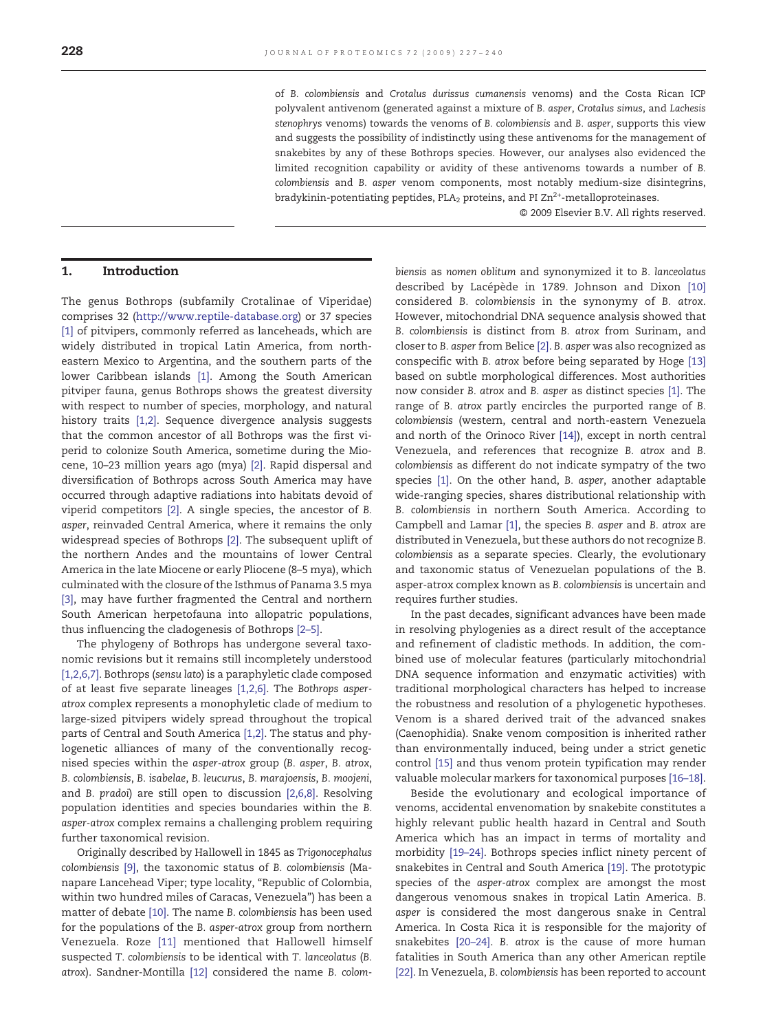of *B. colombiensis* and *Crotalus durissus cumanensis* venoms) and the Costa Rican ICP polyvalent antivenom (generated against a mixture of *B. asper*, *Crotalus simus*, and *Lachesis stenophrys* venoms) towards the venoms of *B. colombiensis* and *B. asper*, supports this view and suggests the possibility of indistinctly using these antivenoms for the management of snakebites by any of these Bothrops species. However, our analyses also evidenced the limited recognition capability or avidity of these antivenoms towards a number of *B. colombiensis* and *B. asper* venom components, most notably medium-size disintegrins, bradykinin-potentiating peptides, $PLA_2$ proteins, and PI $Zn^{2+}$-metalloproteinases.

© 2009 Elsevier B.V. All rights reserved.

## 1. Introduction

The genus Bothrops (subfamily Crotalinae of Viperidae) comprises 32 (http://www.reptile-database.org) or 37 species [1] of pitvipers, commonly referred as lanceheads, which are widely distributed in tropical Latin America, from northeastern Mexico to Argentina, and the southern parts of the lower Caribbean islands [1]. Among the South American pitviper fauna, genus Bothrops shows the greatest diversity with respect to number of species, morphology, and natural history traits [1,2]. Sequence divergence analysis suggests that the common ancestor of all Bothrops was the first viperid to colonize South America, sometime during the Miocene, 10–23 million years ago (mya) [2]. Rapid dispersal and diversification of Bothrops across South America may have occurred through adaptive radiations into habitats devoid of viperid competitors [2]. A single species, the ancestor of *B. asper*, reinvaded Central America, where it remains the only widespread species of Bothrops [2]. The subsequent uplift of the northern Andes and the mountains of lower Central America in the late Miocene or early Pliocene (8–5 mya), which culminated with the closure of the Isthmus of Panama 3.5 mya [3], may have further fragmented the Central and northern South American herpetofauna into allopatric populations, thus influencing the cladogenesis of Bothrops [2–5].

The phylogeny of Bothrops has undergone several taxonomic revisions but it remains still incompletely understood [1,2,6,7]. Bothrops (*sensu lato*) is a paraphyletic clade composed of at least five separate lineages [1,2,6]. The *Bothrops asper-atrox* complex represents a monophyletic clade of medium to large-sized pitvipers widely spread throughout the tropical parts of Central and South America [1,2]. The status and phylogenetic alliances of many of the conventionally recognised species within the *asper-atrox* group (*B. asper*, *B. atrox*, *B. colombiensis*, *B. isabelae*, *B. leucurus*, *B. marajoensis*, *B. moojeni*, and *B. pradoi*) are still open to discussion [2,6,8]. Resolving population identities and species boundaries within the *B. asper-atrox* complex remains a challenging problem requiring further taxonomical revision.

Originally described by Hallowell in 1845 as *Trigonocephalus colombiensis* [9], the taxonomic status of *B. colombiensis* (Manapare Lancehead Viper; type locality, "Republic of Colombia, within two hundred miles of Caracas, Venezuela") has been a matter of debate [10]. The name *B. colombiensis* has been used for the populations of the *B. asper-atrox* group from northern Venezuela. Roze [11] mentioned that Hallowell himself suspected *T. colombiensis* to be identical with *T. lanceolatus* (*B. atrox*). Sandner-Montilla [12] considered the name *B. colombiensis* as *nomen oblitum* and synonymized it to *B. lanceolatus* described by Lacépède in 1789. Johnson and Dixon [10] considered *B. colombiensis* in the synonymy of *B. atrox*. However, mitochondrial DNA sequence analysis showed that *B. colombiensis* is distinct from *B. atrox* from Surinam, and closer to *B. asper* from Belice [2]. *B. asper* was also recognized as conspecific with *B. atrox* before being separated by Hoge [13] based on subtle morphological differences. Most authorities now consider *B. atrox* and *B. asper* as distinct species [1]. The range of *B. atrox* partly encircles the purported range of *B. colombiensis* (western, central and north-eastern Venezuela and north of the Orinoco River [14]), except in north central Venezuela, and references that recognize *B. atrox* and *B. colombiensis* as different do not indicate sympatry of the two species [1]. On the other hand, *B. asper*, another adaptable wide-ranging species, shares distributional relationship with *B. colombiensis* in northern South America. According to Campbell and Lamar [1], the species *B. asper* and *B. atrox* are distributed in Venezuela, but these authors do not recognize *B. colombiensis* as a separate species. Clearly, the evolutionary and taxonomic status of Venezuelan populations of the B. asper-atrox complex known as *B. colombiensis* is uncertain and requires further studies.

In the past decades, significant advances have been made in resolving phylogenies as a direct result of the acceptance and refinement of cladistic methods. In addition, the combined use of molecular features (particularly mitochondrial DNA sequence information and enzymatic activities) with traditional morphological characters has helped to increase the robustness and resolution of a phylogenetic hypotheses. Venom is a shared derived trait of the advanced snakes (Caenophidia). Snake venom composition is inherited rather than environmentally induced, being under a strict genetic control [15] and thus venom protein typification may render valuable molecular markers for taxonomical purposes [16–18].

Beside the evolutionary and ecological importance of venoms, accidental envenomation by snakebite constitutes a highly relevant public health hazard in Central and South America which has an impact in terms of mortality and morbidity [19–24]. Bothrops species inflict ninety percent of snakebites in Central and South America [19]. The prototypic species of the *asper-atrox* complex are amongst the most dangerous venomous snakes in tropical Latin America. *B. asper* is considered the most dangerous snake in Central America. In Costa Rica it is responsible for the majority of snakebites [20–24]. *B. atrox* is the cause of more human fatalities in South America than any other American reptile [22]. In Venezuela, *B. colombiensis* has been reported to account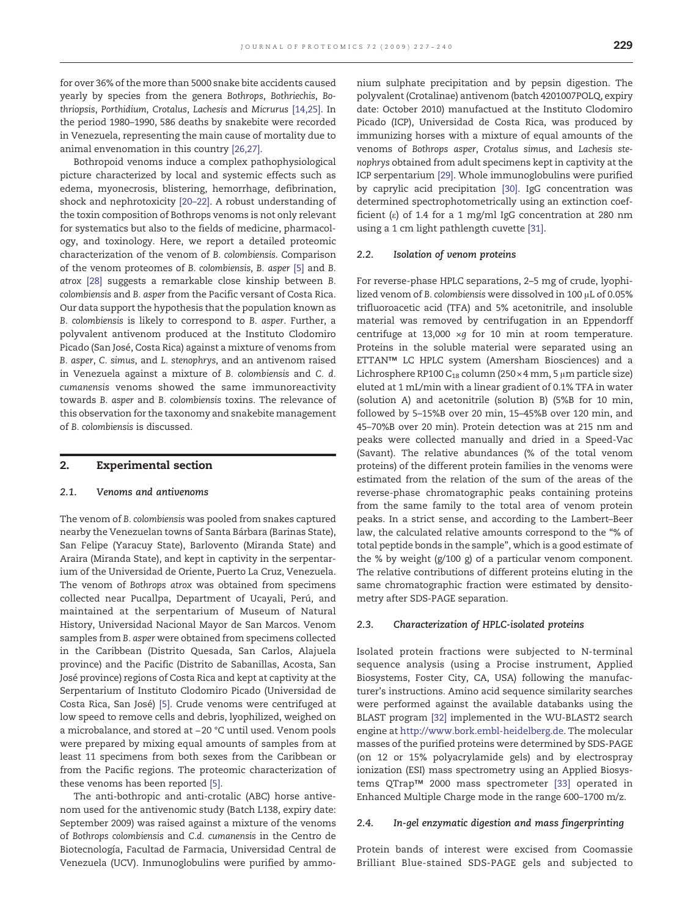for over 36% of the more than 5000 snake bite accidents caused yearly by species from the genera *Bothrops*, *Bothriechis*, *Bothriopsis*, *Porthidium*, *Crotalus*, *Lachesis* and *Micrurus* [14,25]. In the period 1980–1990, 586 deaths by snakebite were recorded in Venezuela, representing the main cause of mortality due to animal envenomation in this country [26,27].

Bothropoid venoms induce a complex pathophysiological picture characterized by local and systemic effects such as edema, myonecrosis, blistering, hemorrhage, defibrination, shock and nephrotoxicity [20–22]. A robust understanding of the toxin composition of Bothrops venoms is not only relevant for systematics but also to the fields of medicine, pharmacology, and toxinology. Here, we report a detailed proteomic characterization of the venom of *B. colombiensis*. Comparison of the venom proteomes of *B. colombiensis*, *B. asper* [5] and *B. atrox* [28] suggests a remarkable close kinship between *B. colombiensis* and *B. asper* from the Pacific versant of Costa Rica. Our data support the hypothesis that the population known as *B. colombiensis* is likely to correspond to *B. asper*. Further, a polyvalent antivenom produced at the Instituto Clodomiro Picado (San José, Costa Rica) against a mixture of venoms from *B. asper*, *C. simus*, and *L. stenophrys*, and an antivenom raised in Venezuela against a mixture of *B. colombiensis* and *C. d. cumanensis* venoms showed the same immunoreactivity towards *B. asper* and *B. colombiensis* toxins. The relevance of this observation for the taxonomy and snakebite management of *B. colombiensis* is discussed.

## 2. Experimental section

### 2.1. Venoms and antivenoms

The venom of *B. colombiensis* was pooled from snakes captured nearby the Venezuelan towns of Santa Bárbara (Barinas State), San Felipe (Yaracuy State), Barlovento (Miranda State) and Araira (Miranda State), and kept in captivity in the serpentarium of the Universidad de Oriente, Puerto La Cruz, Venezuela. The venom of *Bothrops atrox* was obtained from specimens collected near Pucallpa, Department of Ucayali, Perú, and maintained at the serpentarium of Museum of Natural History, Universidad Nacional Mayor de San Marcos. Venom samples from *B. asper* were obtained from specimens collected in the Caribbean (Distrito Quesada, San Carlos, Alajuela province) and the Pacific (Distrito de Sabanillas, Acosta, San José province) regions of Costa Rica and kept at captivity at the Serpentarium of Instituto Clodomiro Picado (Universidad de Costa Rica, San José) [5]. Crude venoms were centrifuged at low speed to remove cells and debris, lyophilized, weighed on a microbalance, and stored at −20 °C until used. Venom pools were prepared by mixing equal amounts of samples from at least 11 specimens from both sexes from the Caribbean or from the Pacific regions. The proteomic characterization of these venoms has been reported [5].

The anti-bothropic and anti-crotalic (ABC) horse antivenom used for the antivenomic study (Batch L138, expiry date: September 2009) was raised against a mixture of the venoms of *Bothrops colombiensis* and *C.d. cumanensis* in the Centro de Biotecnología, Facultad de Farmacia, Universidad Central de Venezuela (UCV). Inmunoglobulins were purified by ammonium sulphate precipitation and by pepsin digestion. The polyvalent (Crotalinae) antivenom (batch 4201007POLQ, expiry date: October 2010) manufactued at the Instituto Clodomiro Picado (ICP), Universidad de Costa Rica, was produced by immunizing horses with a mixture of equal amounts of the venoms of *Bothrops asper*, *Crotalus simus*, and *Lachesis stenophrys* obtained from adult specimens kept in captivity at the ICP serpentarium [29]. Whole immunoglobulins were purified by caprylic acid precipitation [30]. IgG concentration was determined spectrophotometrically using an extinction coefficient (ε) of 1.4 for a 1 mg/ml IgG concentration at 280 nm using a 1 cm light pathlength cuvette [31].

### 2.2. Isolation of venom proteins

For reverse-phase HPLC separations, 2–5 mg of crude, lyophilized venom of *B. colombiensis* were dissolved in 100 μL of 0.05% trifluoroacetic acid (TFA) and 5% acetonitrile, and insoluble material was removed by centrifugation in an Eppendorff centrifuge at 13,000 ×*g* for 10 min at room temperature. Proteins in the soluble material were separated using an ETTAN™ LC HPLC system (Amersham Biosciences) and a Lichrosphere RP100 $C_{18}$ column (250×4 mm, 5 μm particle size) eluted at 1 mL/min with a linear gradient of 0.1% TFA in water (solution A) and acetonitrile (solution B) (5%B for 10 min, followed by 5–15%B over 20 min, 15–45%B over 120 min, and 45–70%B over 20 min). Protein detection was at 215 nm and peaks were collected manually and dried in a Speed-Vac (Savant). The relative abundances (% of the total venom proteins) of the different protein families in the venoms were estimated from the relation of the sum of the areas of the reverse-phase chromatographic peaks containing proteins from the same family to the total area of venom protein peaks. In a strict sense, and according to the Lambert–Beer law, the calculated relative amounts correspond to the "% of total peptide bonds in the sample", which is a good estimate of the % by weight (g/100 g) of a particular venom component. The relative contributions of different proteins eluting in the same chromatographic fraction were estimated by densitometry after SDS-PAGE separation.

### 2.3. Characterization of HPLC-isolated proteins

Isolated protein fractions were subjected to N-terminal sequence analysis (using a Procise instrument, Applied Biosystems, Foster City, CA, USA) following the manufacturer's instructions. Amino acid sequence similarity searches were performed against the available databanks using the BLAST program [32] implemented in the WU-BLAST2 search engine at http://www.bork.embl-heidelberg.de. The molecular masses of the purified proteins were determined by SDS-PAGE (on 12 or 15% polyacrylamide gels) and by electrospray ionization (ESI) mass spectrometry using an Applied Biosystems QTrap™ 2000 mass spectrometer [33] operated in Enhanced Multiple Charge mode in the range 600–1700 m/z.

### 2.4. In-gel enzymatic digestion and mass fingerprinting

Protein bands of interest were excised from Coomassie Brilliant Blue-stained SDS-PAGE gels and subjected to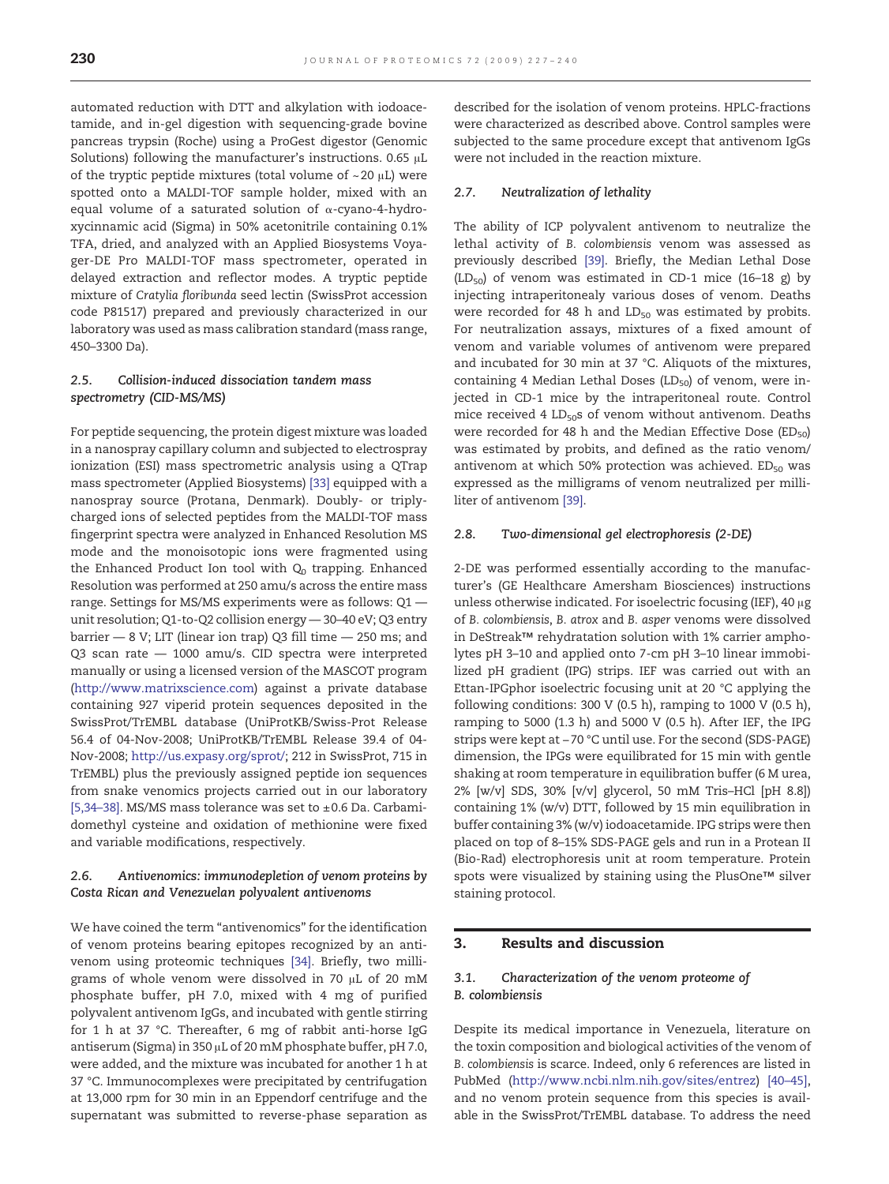automated reduction with DTT and alkylation with iodoacetamide, and in-gel digestion with sequencing-grade bovine pancreas trypsin (Roche) using a ProGest digestor (Genomic Solutions) following the manufacturer's instructions. 0.65 μL of the tryptic peptide mixtures (total volume of ~20 μL) were spotted onto a MALDI-TOF sample holder, mixed with an equal volume of a saturated solution of α-cyano-4-hydroxycinnamic acid (Sigma) in 50% acetonitrile containing 0.1% TFA, dried, and analyzed with an Applied Biosystems Voyager-DE Pro MALDI-TOF mass spectrometer, operated in delayed extraction and reflector modes. A tryptic peptide mixture of *Cratylia floribunda* seed lectin (SwissProt accession code P81517) prepared and previously characterized in our laboratory was used as mass calibration standard (mass range, 450–3300 Da).

### 2.5. Collision-induced dissociation tandem mass spectrometry (CID-MS/MS)

For peptide sequencing, the protein digest mixture was loaded in a nanospray capillary column and subjected to electrospray ionization (ESI) mass spectrometric analysis using a QTrap mass spectrometer (Applied Biosystems) [33] equipped with a nanospray source (Protana, Denmark). Doubly- or triply-charged ions of selected peptides from the MALDI-TOF mass fingerprint spectra were analyzed in Enhanced Resolution MS mode and the monoisotopic ions were fragmented using the Enhanced Product Ion tool with $Q_0$ trapping. Enhanced Resolution was performed at 250 amu/s across the entire mass range. Settings for MS/MS experiments were as follows: Q1 — unit resolution; Q1-to-Q2 collision energy — 30–40 eV; Q3 entry barrier — 8 V; LIT (linear ion trap) Q3 fill time — 250 ms; and Q3 scan rate — 1000 amu/s. CID spectra were interpreted manually or using a licensed version of the MASCOT program (http://www.matrixscience.com) against a private database containing 927 viperid protein sequences deposited in the SwissProt/TrEMBL database (UniProtKB/Swiss-Prot Release 56.4 of 04-Nov-2008; UniProtKB/TrEMBL Release 39.4 of 04-Nov-2008; http://us.expasy.org/sprot/; 212 in SwissProt, 715 in TrEMBL) plus the previously assigned peptide ion sequences from snake venomics projects carried out in our laboratory [5,34–38]. MS/MS mass tolerance was set to ±0.6 Da. Carbamidomethyl cysteine and oxidation of methionine were fixed and variable modifications, respectively.

### 2.6. Antivenomics: immunodepletion of venom proteins by Costa Rican and Venezuelan polyvalent antivenoms

We have coined the term "antivenomics" for the identification of venom proteins bearing epitopes recognized by an antivenom using proteomic techniques [34]. Briefly, two milligrams of whole venom were dissolved in 70 μL of 20 mM phosphate buffer, pH 7.0, mixed with 4 mg of purified polyvalent antivenom IgGs, and incubated with gentle stirring for 1 h at 37 °C. Thereafter, 6 mg of rabbit anti-horse IgG antiserum (Sigma) in 350 μL of 20 mM phosphate buffer, pH 7.0, were added, and the mixture was incubated for another 1 h at 37 °C. Immunocomplexes were precipitated by centrifugation at 13,000 rpm for 30 min in an Eppendorf centrifuge and the supernatant was submitted to reverse-phase separation as described for the isolation of venom proteins. HPLC-fractions were characterized as described above. Control samples were subjected to the same procedure except that antivenom IgGs were not included in the reaction mixture.

### 2.7. Neutralization of lethality

The ability of ICP polyvalent antivenom to neutralize the lethal activity of *B. colombiensis* venom was assessed as previously described [39]. Briefly, the Median Lethal Dose ($LD_{50}$) of venom was estimated in CD-1 mice (16–18 g) by injecting intraperitonealy various doses of venom. Deaths were recorded for 48 h and $LD_{50}$ was estimated by probits. For neutralization assays, mixtures of a fixed amount of venom and variable volumes of antivenom were prepared and incubated for 30 min at 37 °C. Aliquots of the mixtures, containing 4 Median Lethal Doses ($LD_{50}$) of venom, were injected in CD-1 mice by the intraperitoneal route. Control mice received 4 $LD_{50}$s of venom without antivenom. Deaths were recorded for 48 h and the Median Effective Dose ($ED_{50}$) was estimated by probits, and defined as the ratio venom/antivenom at which 50% protection was achieved. $ED_{50}$ was expressed as the milligrams of venom neutralized per milliliter of antivenom [39].

### 2.8. Two-dimensional gel electrophoresis (2-DE)

2-DE was performed essentially according to the manufacturer's (GE Healthcare Amersham Biosciences) instructions unless otherwise indicated. For isoelectric focusing (IEF), 40 μg of *B. colombiensis*, *B. atrox* and *B. asper* venoms were dissolved in DeStreak™ rehydratation solution with 1% carrier ampholytes pH 3–10 and applied onto 7-cm pH 3–10 linear immobilized pH gradient (IPG) strips. IEF was carried out with an Ettan-IPGphor isoelectric focusing unit at 20 °C applying the following conditions: 300 V (0.5 h), ramping to 1000 V (0.5 h), ramping to 5000 (1.3 h) and 5000 V (0.5 h). After IEF, the IPG strips were kept at −70 °C until use. For the second (SDS-PAGE) dimension, the IPGs were equilibrated for 15 min with gentle shaking at room temperature in equilibration buffer (6 M urea, 2% [w/v] SDS, 30% [v/v] glycerol, 50 mM Tris–HCl [pH 8.8]) containing 1% (w/v) DTT, followed by 15 min equilibration in buffer containing 3% (w/v) iodoacetamide. IPG strips were then placed on top of 8–15% SDS-PAGE gels and run in a Protean II (Bio-Rad) electrophoresis unit at room temperature. Protein spots were visualized by staining using the PlusOne™ silver staining protocol.

## 3. Results and discussion

### 3.1. Characterization of the venom proteome of *B. colombiensis*

Despite its medical importance in Venezuela, literature on the toxin composition and biological activities of the venom of *B. colombiensis* is scarce. Indeed, only 6 references are listed in PubMed (http://www.ncbi.nlm.nih.gov/sites/entrez) [40–45], and no venom protein sequence from this species is available in the SwissProt/TrEMBL database. To address the need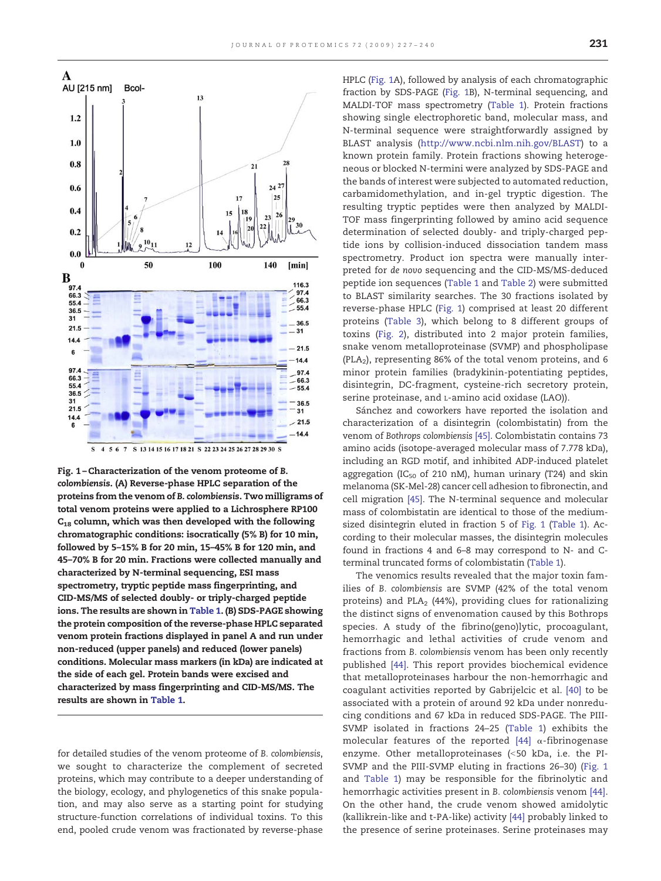Fig. 1 – Characterization of the venom proteome of *B. colombiensis*. (A) Reverse-phase HPLC separation of the proteins from the venom of *B. colombiensis*. Two milligrams of total venom proteins were applied to a Lichrosphere RP100 $C_{18}$ column, which was then developed with the following chromatographic conditions: isocratically (5% B) for 10 min, followed by 5–15% B for 20 min, 15–45% B for 120 min, and 45–70% B for 20 min. Fractions were collected manually and characterized by N-terminal sequencing, ESI mass spectrometry, tryptic peptide mass fingerprinting, and CID-MS/MS of selected doubly- or triply-charged peptide ions. The results are shown in Table 1. (B) SDS-PAGE showing the protein composition of the reverse-phase HPLC separated venom protein fractions displayed in panel A and run under non-reduced (upper panels) and reduced (lower panels) conditions. Molecular mass markers (in kDa) are indicated at the side of each gel. Protein bands were excised and characterized by mass fingerprinting and CID-MS/MS. The results are shown in Table 1.

for detailed studies of the venom proteome of *B. colombiensis*, we sought to characterize the complement of secreted proteins, which may contribute to a deeper understanding of the biology, ecology, and phylogenetics of this snake population, and may also serve as a starting point for studying structure-function correlations of individual toxins. To this end, pooled crude venom was fractionated by reverse-phase HPLC (Fig. 1A), followed by analysis of each chromatographic fraction by SDS-PAGE (Fig. 1B), N-terminal sequencing, and MALDI-TOF mass spectrometry (Table 1). Protein fractions showing single electrophoretic band, molecular mass, and N-terminal sequence were straightforwardly assigned by BLAST analysis (http://www.ncbi.nlm.nih.gov/BLAST) to a known protein family. Protein fractions showing heterogeneous or blocked N-termini were analyzed by SDS-PAGE and the bands of interest were subjected to automated reduction, carbamidomethylation, and in-gel tryptic digestion. The resulting tryptic peptides were then analyzed by MALDI-TOF mass fingerprinting followed by amino acid sequence determination of selected doubly- and triply-charged peptide ions by collision-induced dissociation tandem mass spectrometry. Product ion spectra were manually interpreted for *de novo* sequencing and the CID-MS/MS-deduced peptide ion sequences (Table 1 and Table 2) were submitted to BLAST similarity searches. The 30 fractions isolated by reverse-phase HPLC (Fig. 1) comprised at least 20 different proteins (Table 3), which belong to 8 different groups of toxins (Fig. 2), distributed into 2 major protein families, snake venom metalloproteinase (SVMP) and phospholipase ($PLA_2$), representing 86% of the total venom proteins, and 6 minor protein families (bradykinin-potentiating peptides, disintegrin, DC-fragment, cysteine-rich secretory protein, serine proteinase, and L-amino acid oxidase (LAO)).

Sánchez and coworkers have reported the isolation and characterization of a disintegrin (colombistatin) from the venom of *Bothrops colombiensis* [45]. Colombistatin contains 73 amino acids (isotope-averaged molecular mass of 7.778 kDa), including an RGD motif, and inhibited ADP-induced platelet aggregation ($IC_{50}$ of 210 nM), human urinary (T24) and skin melanoma (SK-Mel-28) cancer cell adhesion to fibronectin, and cell migration [45]. The N-terminal sequence and molecular mass of colombistatin are identical to those of the medium-sized disintegrin eluted in fraction 5 of Fig. 1 (Table 1). According to their molecular masses, the disintegrin molecules found in fractions 4 and 6–8 may correspond to N- and C-terminal truncated forms of colombistatin (Table 1).

The venomics results revealed that the major toxin families of *B. colombiensis* are SVMP (42% of the total venom proteins) and $PLA_2$ (44%), providing clues for rationalizing the distinct signs of envenomation caused by this Bothrops species. A study of the fibrino(geno)lytic, procoagulant, hemorrhagic and lethal activities of crude venom and fractions from *B. colombiensis* venom has been only recently published [44]. This report provides biochemical evidence that metalloproteinases harbour the non-hemorrhagic and coagulant activities reported by Gabrijelcic et al. [40] to be associated with a protein of around 92 kDa under nonreducing conditions and 67 kDa in reduced SDS-PAGE. The PIII-SVMP isolated in fractions 24–25 (Table 1) exhibits the molecular features of the reported [44] α-fibrinogenase enzyme. Other metalloproteinases (<50 kDa, i.e. the PI-SVMP and the PIII-SVMP eluting in fractions 26–30) (Fig. 1 and Table 1) may be responsible for the fibrinolytic and hemorrhagic activities present in *B. colombiensis* venom [44]. On the other hand, the crude venom showed amidolytic (kallikrein-like and t-PA-like) activity [44] probably linked to the presence of serine proteinases. Serine proteinases may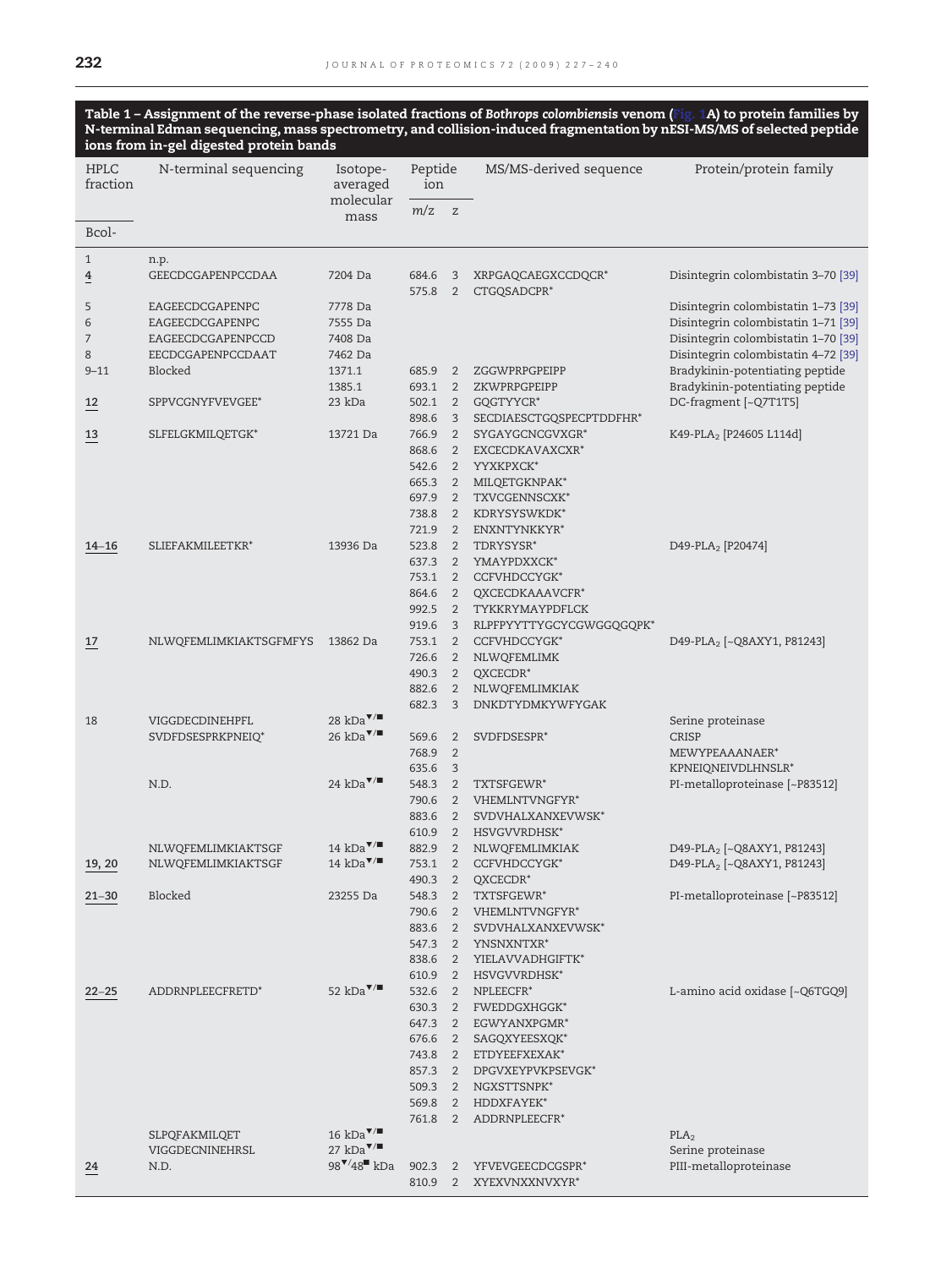**Table 1 – Assignment of the reverse-phase isolated fractions of *Bothrops colombiensis* venom (Fig. 1A) to protein families by N-terminal Edman sequencing, mass spectrometry, and collision-induced fragmentation by nESI-MS/MS of selected peptide ions from in-gel digested protein bands**

| HPLC fraction | N-terminal sequencing | Isotope-averaged molecular mass | Peptide ion | | MS/MS-derived sequence | Protein/protein family |
|---|---|---|---|---|---|---|
| Bcol- | | | m/z | z | | |
| 1 | n.p. | | | | | |
| 4 | GEECDCGAPENPCCDAA | 7204 Da | 684.6 | 3 | XRPGAQCAEGXCCDQCR* | Disintegrin colombistatin 3–70 [39] |
| | | | 575.8 | 2 | CTGQSADCPR* | |
| 5 | EAGEECDCGAPENPC | 7778 Da | | | | Disintegrin colombistatin 1–73 [39] |
| 6 | EAGEECDCGAPENPC | 7555 Da | | | | Disintegrin colombistatin 1–71 [39] |
| 7 | EAGEECDCGAPENPCCD | 7408 Da | | | | Disintegrin colombistatin 1–70 [39] |
| 8 | EECDCGAPENPCCDAAT | 7462 Da | | | | Disintegrin colombistatin 4–72 [39] |
| 9–11 | Blocked | 1371.1 | 685.9 | 2 | ZGGWPRPGPEIPP | Bradykinin-potentiating peptide |
| | | 1385.1 | 693.1 | 2 | ZKWPRPGPEIPP | Bradykinin-potentiating peptide |
| 12 | SPPVCGNYFVEVGEE* | 23 kDa | 502.1 | 2 | GQGTYYCR* | DC-fragment [~Q7T1T5] |
| | | | 898.6 | 3 | SECDIAESCTGQSPECPTDDFHR* | |
| 13 | SLFELGKMILQETGK* | 13721 Da | 766.9 | 2 | SYGAYGCNCGVXGR* | K49-$PLA_2$ [P24605 L114d] |
| | | | 868.6 | 2 | EXCECDKAVAXCXR* | |
| | | | 542.6 | 2 | YYXKPXCK* | |
| | | | 665.3 | 2 | MILQETGKNPAK* | |
| | | | 697.9 | 2 | TXVCGENNSCXK* | |
| | | | 738.8 | 2 | KDRYSYSWKDK* | |
| | | | 721.9 | 2 | ENXNTYNKKYR* | |
| 14–16 | SLIEFAKMILEETKR* | 13936 Da | 523.8 | 2 | TDRYSYSR* | D49-$PLA_2$ [P20474] |
| | | | 637.3 | 2 | YMAYPDXXCK* | |
| | | | 753.1 | 2 | CCFVHDCCYGK* | |
| | | | 864.6 | 2 | QXCECDKAAAVCFR* | |
| | | | 992.5 | 2 | TYKKRYMAYPDFLCK | |
| | | | 919.6 | 3 | RLPFPYYTTYGCYCGWGGQGQPK* | |
| 17 | NLWQFEMLIMKIAKTSGFMFYS | 13862 Da | 753.1 | 2 | CCFVHDCCYGK* | D49-$PLA_2$ [~Q8AXY1, P81243] |
| | | | 726.6 | 2 | NLWQFEMLIMK | |
| | | | 490.3 | 2 | QXCECDR* | |
| | | | 882.6 | 2 | NLWQFEMLIMKIAK | |
| | | | 682.3 | 3 | DNKDTYDMKYWFYGAK | |
| 18 | VIGGDECDINEHPFL | 28 kDa▼/■ | | | | Serine proteinase |
| | SVDFDSESPRKPNEIQ* | 26 kDa▼/■ | 569.6 | 2 | SVDFDSESPR* | CRISP |
| | | | 768.9 | 2 | MEWYPEAAANAER* | |
| | | | 635.6 | 3 | KPNEIQNEIVDLHNSLR* | |
| | N.D. | 24 kDa▼/■ | 548.3 | 2 | TXTSFGEWR* | PI-metalloproteinase [~P83512] |
| | | | 790.6 | 2 | VHEMLNTVNGFYR* | |
| | | | 883.6 | 2 | SVDVHALXANXEVWSK* | |
| | | | 610.9 | 2 | HSVGVVRDHSK* | |
| | NLWQFEMLIMKIAKTSGF | 14 kDa▼/■ | 882.9 | 2 | NLWQFEMLIMKIAK | D49-$PLA_2$ [~Q8AXY1, P81243] |
| 19, 20 | NLWQFEMLIMKIAKTSGF | 14 kDa▼/■ | 753.1 | 2 | CCFVHDCCYGK* | D49-$PLA_2$ [~Q8AXY1, P81243] |
| | | | 490.3 | 2 | QXCECDR* | |
| 21–30 | Blocked | 23255 Da | 548.3 | 2 | TXTSFGEWR* | PI-metalloproteinase [~P83512] |
| | | | 790.6 | 2 | VHEMLNTVNGFYR* | |
| | | | 883.6 | 2 | SVDVHALXANXEVWSK* | |
| | | | 547.3 | 2 | YNSNXNTXR* | |
| | | | 838.6 | 2 | YIELAVVADHGIFTK* | |
| | | | 610.9 | 2 | HSVGVVRDHSK* | |
| 22–25 | ADDRNPLEECFRETD* | 52 kDa▼/■ | 532.6 | 2 | NPLEECFR* | L-amino acid oxidase [~Q6TGQ9] |
| | | | 630.3 | 2 | FWEDDGXHGGK* | |
| | | | 647.3 | 2 | EGWYANXPGMR* | |
| | | | 676.6 | 2 | SAGQXYEESXQK* | |
| | | | 743.8 | 2 | ETDYEEFXEXAK* | |
| | | | 857.3 | 2 | DPGVXEYPVKPSEVGK* | |
| | | | 509.3 | 2 | NGXSTTSNPK* | |
| | | | 569.8 | 2 | HDDXFAYEK* | |
| | | | 761.8 | 2 | ADDRNPLEECFR* | |
| | SLPQFAKMILQET | 16 kDa▼/■ | | | | $PLA_2$ |
| | VIGGDECNINEHRSL | 27 kDa▼/■ | | | | Serine proteinase |
| 24 | N.D. | 98▼/48■ kDa | 902.3 | 2 | YFVEVGEECDCGSPR* | PIII-metalloproteinase |
| | | | 810.9 | 2 | XYEXVNXXNVXYR* | |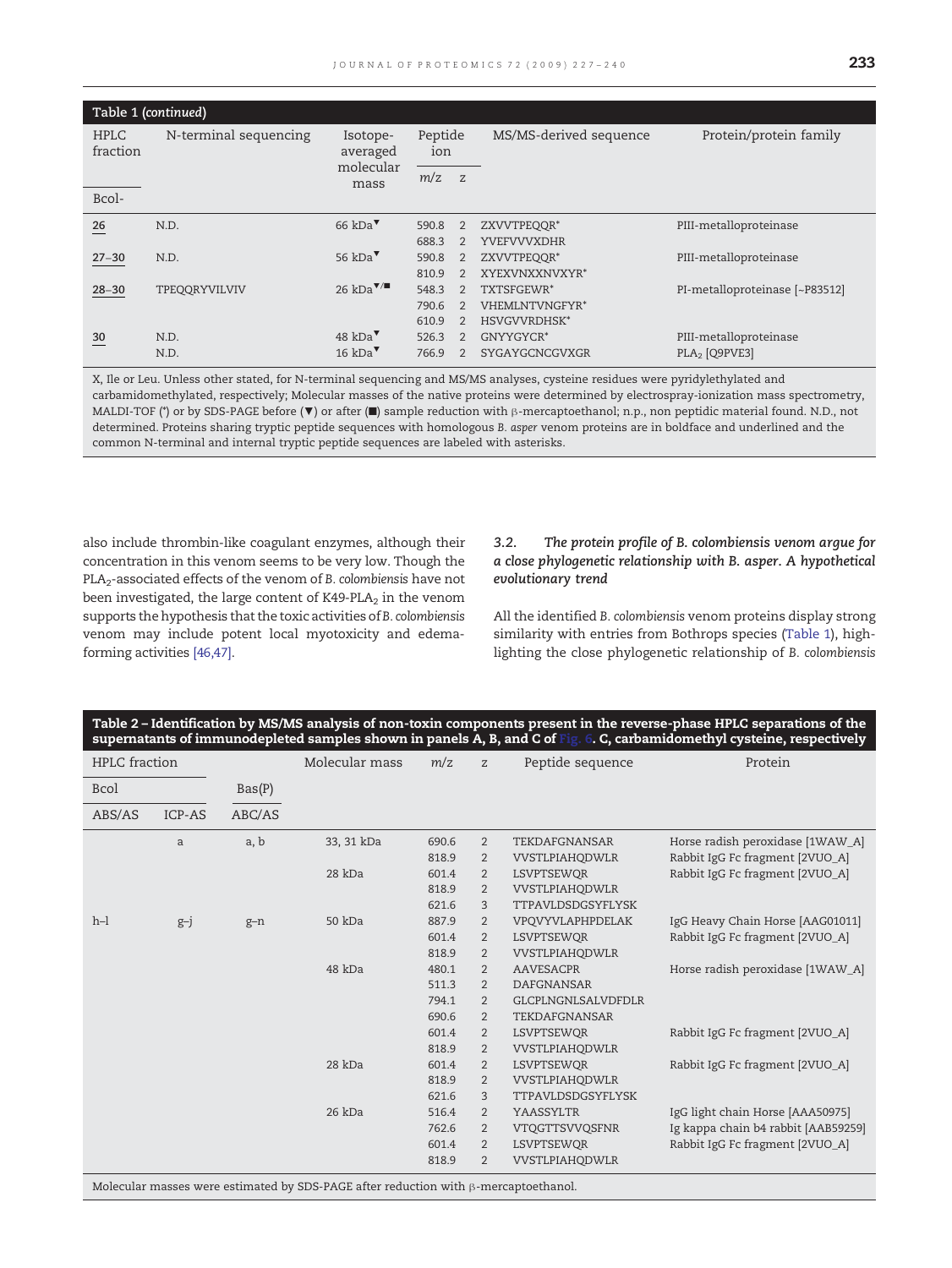**Table 1** (*continued*)

| HPLC fraction | N-terminal sequencing | Isotope-averaged molecular mass | Peptide ion | | MS/MS-derived sequence | Protein/protein family |
|---|---|---|---|---|---|---|
| Bcol- | | | m/z | z | | |
| 26 | N.D. | 66 kDa▼ | 590.8 | 2 | ZXVVTPEQQR* | PIII-metalloproteinase |
| | | | 688.3 | 2 | YVEFVVVXDHR | |
| 27–30 | N.D. | 56 kDa▼ | 590.8 | 2 | ZXVVTPEQQR* | PIII-metalloproteinase |
| | | | 810.9 | 2 | XYEXVNXXNVXYR* | |
| 28–30 | TPEQQRYVILVIV | 26 kDa▼/■ | 548.3 | 2 | TXTSFGEWR* | PI-metalloproteinase [~P83512] |
| | | | 790.6 | 2 | VHEMLNTVNGFYR* | |
| | | | 610.9 | 2 | HSVGVVRDHSK* | |
| 30 | N.D. | 48 kDa▼ | 526.3 | 2 | GNYYGYCR* | PIII-metalloproteinase |
| | N.D. | 16 kDa▼ | 766.9 | 2 | SYGAYGCNCGVXGR | $PLA_2$ [Q9PVE3] |

X, Ile or Leu. Unless other stated, for N-terminal sequencing and MS/MS analyses, cysteine residues were pyridylethylated and carbamidomethylated, respectively; Molecular masses of the native proteins were determined by electrospray-ionization mass spectrometry, MALDI-TOF (*) or by SDS-PAGE before (▼) or after (■) sample reduction with β-mercaptoethanol; n.p., non peptidic material found. N.D., not determined. Proteins sharing tryptic peptide sequences with homologous *B. asper* venom proteins are in boldface and underlined and the common N-terminal and internal tryptic peptide sequences are labeled with asterisks.

also include thrombin-like coagulant enzymes, although their concentration in this venom seems to be very low. Though the $PLA_2$-associated effects of the venom of *B. colombiensis* have not been investigated, the large content of K49-$PLA_2$ in the venom supports the hypothesis that the toxic activities of *B. colombiensis* venom may include potent local myotoxicity and edema-forming activities [46,47].

### 3.2. The protein profile of *B. colombiensis* venom argue for a close phylogenetic relationship with *B. asper*. A hypothetical evolutionary trend

All the identified *B. colombiensis* venom proteins display strong similarity with entries from Bothrops species (Table 1), highlighting the close phylogenetic relationship of *B. colombiensis*

**Table 2 – Identification by MS/MS analysis of non-toxin components present in the reverse-phase HPLC separations of the supernatants of immunodepleted samples shown in panels A, B, and C of Fig. 6. C, carbamidomethyl cysteine, respectively**

| HPLC fraction | | | Molecular mass | m/z | z | Peptide sequence | Protein |
|---|---|---|---|---|---|---|---|
| Bcol | | Bas(P) | | | | | |
| ABS/AS | ICP-AS | ABC/AS | | | | | |
| | a | a, b | 33, 31 kDa | 690.6 | 2 | TEKDAFGNANSAR | Horse radish peroxidase [1WAW_A] |
| | | | | 818.9 | 2 | VVSTLPIAHQDWLR | Rabbit IgG Fc fragment [2VUO_A] |
| | | | 28 kDa | 601.4 | 2 | LSVPTSEWQR | Rabbit IgG Fc fragment [2VUO_A] |
| | | | | 818.9 | 2 | VVSTLPIAHQDWLR | |
| | | | | 621.6 | 3 | TTPAVLDSDGSYFLYSK | |
| h–l | g–j | g–n | 50 kDa | 887.9 | 2 | VPQVYVLAPHPDELAK | IgG Heavy Chain Horse [AAG01011] |
| | | | | 601.4 | 2 | LSVPTSEWQR | Rabbit IgG Fc fragment [2VUO_A] |
| | | | | 818.9 | 2 | VVSTLPIAHQDWLR | |
| | | | 48 kDa | 480.1 | 2 | AAVESACPR | Horse radish peroxidase [1WAW_A] |
| | | | | 511.3 | 2 | DAFGNANSAR | |
| | | | | 794.1 | 2 | GLCPLNGNLSALVDFDLR | |
| | | | | 690.6 | 2 | TEKDAFGNANSAR | |
| | | | | 601.4 | 2 | LSVPTSEWQR | Rabbit IgG Fc fragment [2VUO_A] |
| | | | | 818.9 | 2 | VVSTLPIAHQDWLR | |
| | | | 28 kDa | 601.4 | 2 | LSVPTSEWQR | Rabbit IgG Fc fragment [2VUO_A] |
| | | | | 818.9 | 2 | VVSTLPIAHQDWLR | |
| | | | | 621.6 | 3 | TTPAVLDSDGSYFLYSK | |
| | | | 26 kDa | 516.4 | 2 | YAASSYLTR | IgG light chain Horse [AAA50975] |
| | | | | 762.6 | 2 | VTQGTTSVVQSFNR | Ig kappa chain b4 rabbit [AAB59259] |
| | | | | 601.4 | 2 | LSVPTSEWQR | Rabbit IgG Fc fragment [2VUO_A] |
| | | | | 818.9 | 2 | VVSTLPIAHQDWLR | |

Molecular masses were estimated by SDS-PAGE after reduction with β-mercaptoethanol.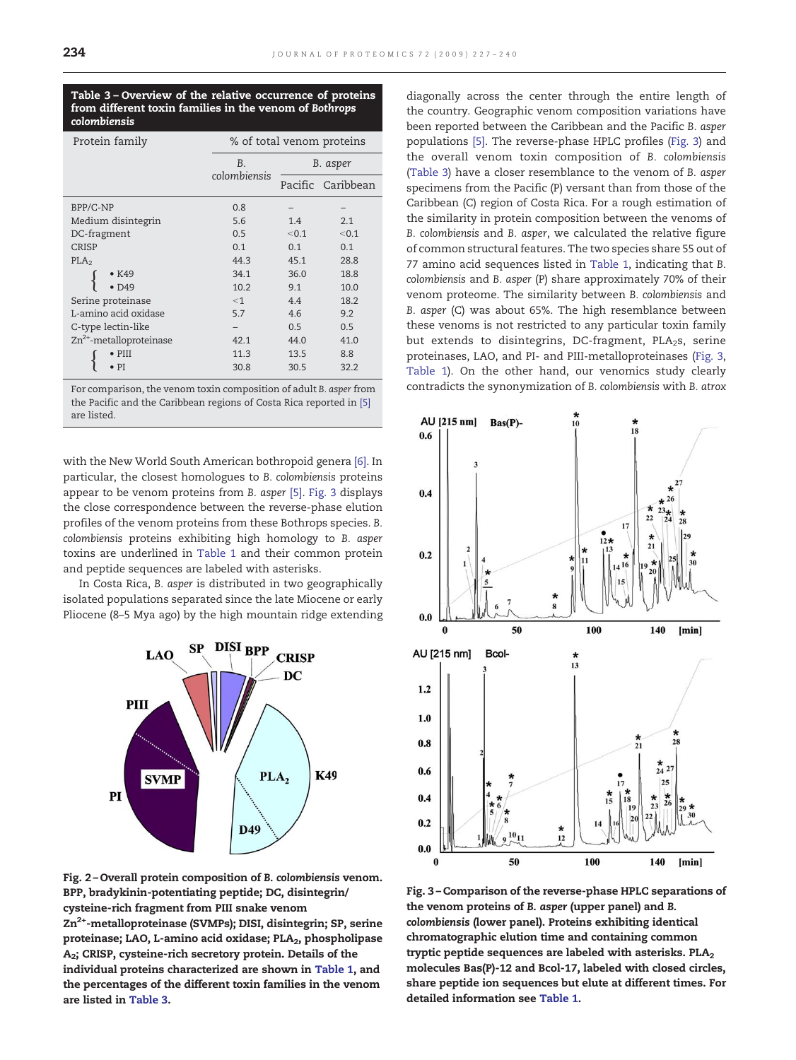**Table 3 – Overview of the relative occurrence of proteins from different toxin families in the venom of *Bothrops colombiensis***

| Protein family | % of total venom proteins | | |
|---|---|---|---|
| | *B. colombiensis* | *B. asper* | |
| | | Pacific | Caribbean |
| BPP/C-NP | 0.8 | – | – |
| Medium disintegrin | 5.6 | 1.4 | 2.1 |
| DC-fragment | 0.5 | <0.1 | <0.1 |
| CRISP | 0.1 | 0.1 | 0.1 |
| $PLA_2$ | 44.3 | 45.1 | 28.8 |
| • K49 | 34.1 | 36.0 | 18.8 |
| • D49 | 10.2 | 9.1 | 10.0 |
| Serine proteinase | <1 | 4.4 | 18.2 |
| L-amino acid oxidase | 5.7 | 4.6 | 9.2 |
| C-type lectin-like | – | 0.5 | 0.5 |
| $Zn^{2+}$-metalloproteinase | 42.1 | 44.0 | 41.0 |
| • PIII | 11.3 | 13.5 | 8.8 |
| • PI | 30.8 | 30.5 | 32.2 |

For comparison, the venom toxin composition of adult *B. asper* from the Pacific and the Caribbean regions of Costa Rica reported in [5] are listed.

with the New World South American bothropoid genera [6]. In particular, the closest homologues to *B. colombiensis* proteins appear to be venom proteins from *B. asper* [5]. Fig. 3 displays the close correspondence between the reverse-phase elution profiles of the venom proteins from these Bothrops species. *B. colombiensis* proteins exhibiting high homology to *B. asper* toxins are underlined in Table 1 and their common protein and peptide sequences are labeled with asterisks.

In Costa Rica, *B. asper* is distributed in two geographically isolated populations separated since the late Miocene or early Pliocene (8–5 Mya ago) by the high mountain ridge extending diagonally across the center through the entire length of the country. Geographic venom composition variations have been reported between the Caribbean and the Pacific *B. asper* populations [5]. The reverse-phase HPLC profiles (Fig. 3) and the overall venom toxin composition of *B. colombiensis* (Table 3) have a closer resemblance to the venom of *B. asper* specimens from the Pacific (P) versant than from those of the Caribbean (C) region of Costa Rica. For a rough estimation of the similarity in protein composition between the venoms of *B. colombiensis* and *B. asper*, we calculated the relative figure of common structural features. The two species share 55 out of 77 amino acid sequences listed in Table 1, indicating that *B. colombiensis* and *B. asper* (P) share approximately 70% of their venom proteome. The similarity between *B. colombiensis* and *B. asper* (C) was about 65%. The high resemblance between these venoms is not restricted to any particular toxin family but extends to disintegrins, DC-fragment, $PLA_2$s, serine proteinases, LAO, and PI- and PIII-metalloproteinases (Fig. 3, Table 1). On the other hand, our venomics study clearly contradicts the synonymization of *B. colombiensis* with *B. atrox*

**Fig. 2 – Overall protein composition of *B. colombiensis* venom. BPP, bradykinin-potentiating peptide; DC, disintegrin/cysteine-rich fragment from PIII snake venom $Zn^{2+}$-metalloproteinase (SVMPs); DISI, disintegrin; SP, serine proteinase; LAO, L-amino acid oxidase; $PLA_2$, phospholipase $A_2$; CRISP, cysteine-rich secretory protein. Details of the individual proteins characterized are shown in Table 1, and the percentages of the different toxin families in the venom are listed in Table 3.**

**Fig. 3 – Comparison of the reverse-phase HPLC separations of the venom proteins of *B. asper* (upper panel) and *B. colombiensis* (lower panel). Proteins exhibiting identical chromatographic elution time and containing common tryptic peptide sequences are labeled with asterisks. $PLA_2$ molecules Bas(P)-12 and Bcol-17, labeled with closed circles, share peptide ion sequences but elute at different times. For detailed information see Table 1.**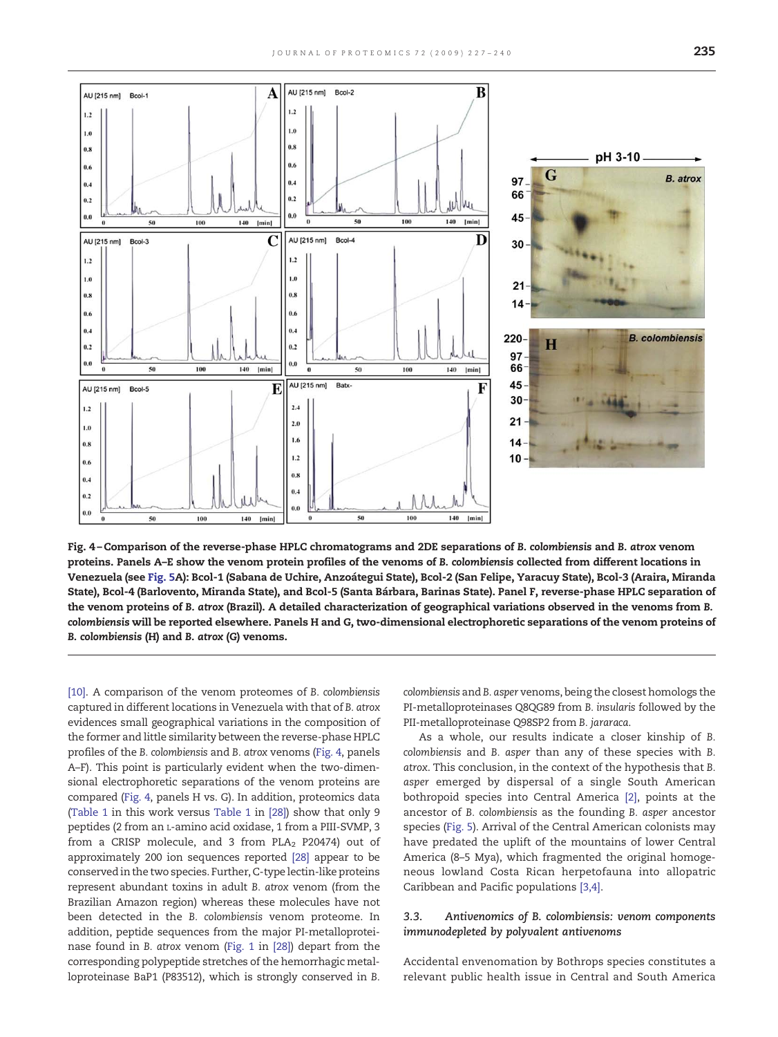Fig. 4 – Comparison of the reverse-phase HPLC chromatograms and 2DE separations of *B. colombiensis* and *B. atrox* venom proteins. Panels A–E show the venom protein profiles of the venoms of *B. colombiensis* collected from different locations in Venezuela (see Fig. 5A): Bcol-1 (Sabana de Uchire, Anzoátegui State), Bcol-2 (San Felipe, Yaracuy State), Bcol-3 (Araira, Miranda State), Bcol-4 (Barlovento, Miranda State), and Bcol-5 (Santa Bárbara, Barinas State). Panel F, reverse-phase HPLC separation of the venom proteins of *B. atrox* (Brazil). A detailed characterization of geographical variations observed in the venoms from *B. colombiensis* will be reported elsewhere. Panels H and G, two-dimensional electrophoretic separations of the venom proteins of *B. colombiensis* (H) and *B. atrox* (G) venoms.

[10]. A comparison of the venom proteomes of *B. colombiensis* captured in different locations in Venezuela with that of *B. atrox* evidences small geographical variations in the composition of the former and little similarity between the reverse-phase HPLC profiles of the *B. colombiensis* and *B. atrox* venoms (Fig. 4, panels A–F). This point is particularly evident when the two-dimensional electrophoretic separations of the venom proteins are compared (Fig. 4, panels H vs. G). In addition, proteomics data (Table 1 in this work versus Table 1 in [28]) show that only 9 peptides (2 from an L-amino acid oxidase, 1 from a PIII-SVMP, 3 from a CRISP molecule, and 3 from $PLA_2$ P20474) out of approximately 200 ion sequences reported [28] appear to be conserved in the two species. Further, C-type lectin-like proteins represent abundant toxins in adult *B. atrox* venom (from the Brazilian Amazon region) whereas these molecules have not been detected in the *B. colombiensis* venom proteome. In addition, peptide sequences from the major PI-metalloproteinase found in *B. atrox* venom (Fig. 1 in [28]) depart from the corresponding polypeptide stretches of the hemorrhagic metalloproteinase BaP1 (P83512), which is strongly conserved in *B. colombiensis* and *B. asper* venoms, being the closest homologs the PI-metalloproteinases Q8QG89 from *B. insularis* followed by the PII-metalloproteinase Q98SP2 from *B. jararaca*.

As a whole, our results indicate a closer kinship of *B. colombiensis* and *B. asper* than any of these species with *B. atrox*. This conclusion, in the context of the hypothesis that *B. asper* emerged by dispersal of a single South American bothropoid species into Central America [2], points at the ancestor of *B. colombiensis* as the founding *B. asper* ancestor species (Fig. 5). Arrival of the Central American colonists may have predated the uplift of the mountains of lower Central America (8–5 Mya), which fragmented the original homogeneous lowland Costa Rican herpetofauna into allopatric Caribbean and Pacific populations [3,4].

### 3.3. Antivenomics of *B. colombiensis*: venom components immunodepleted by polyvalent antivenoms

Accidental envenomation by Bothrops species constitutes a relevant public health issue in Central and South America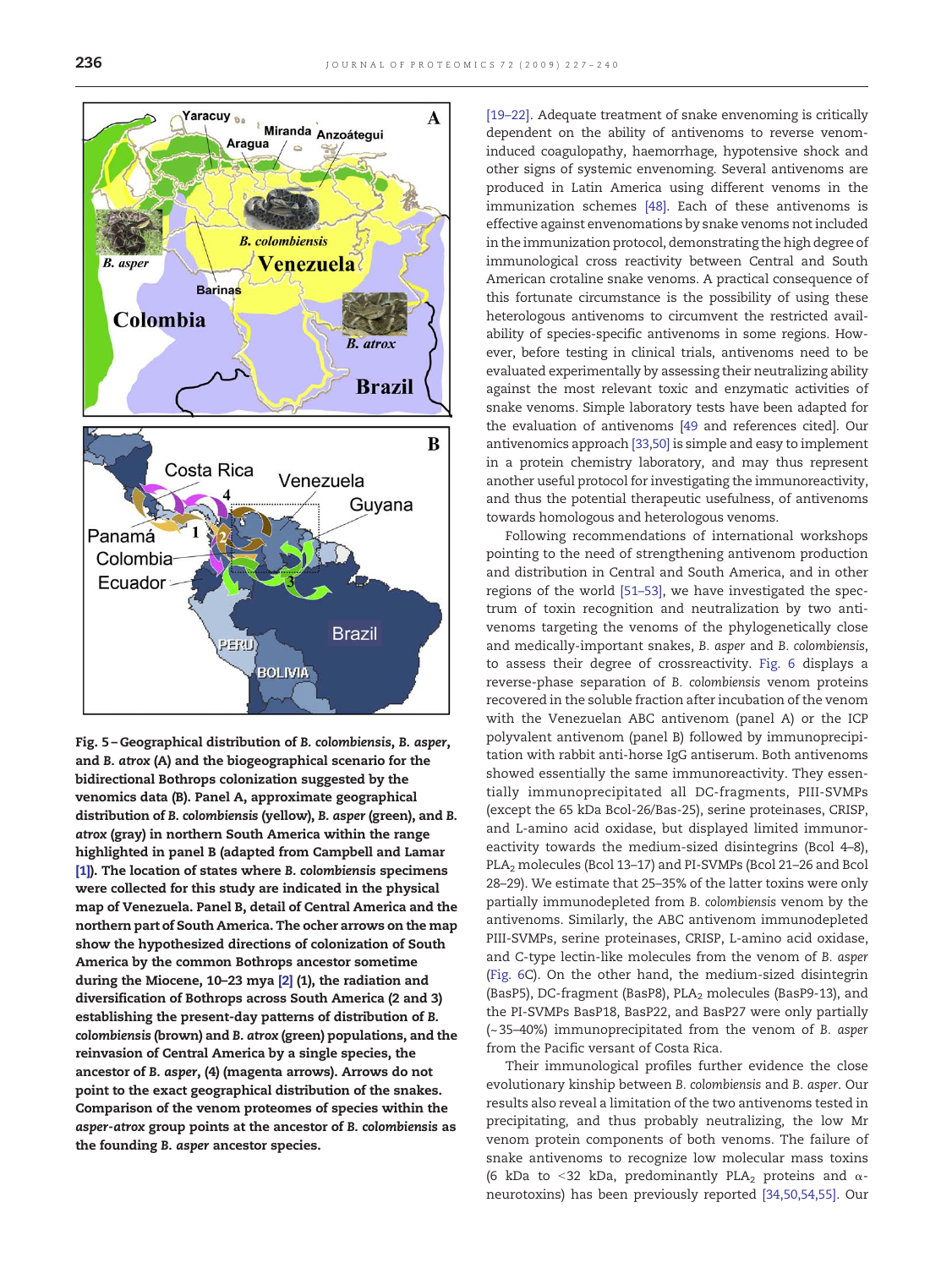Fig. 5 – Geographical distribution of *B. colombiensis*, *B. asper*, and *B. atrox* (A) and the biogeographical scenario for the bidirectional Bothrops colonization suggested by the venomics data (B). Panel A, approximate geographical distribution of *B. colombiensis* (yellow), *B. asper* (green), and *B. atrox* (gray) in northern South America within the range highlighted in panel B (adapted from Campbell and Lamar [1]). The location of states where *B. colombiensis* specimens were collected for this study are indicated in the physical map of Venezuela. Panel B, detail of Central America and the northern part of South America. The ocher arrows on the map show the hypothesized directions of colonization of South America by the common Bothrops ancestor sometime during the Miocene, 10–23 mya [2] (1), the radiation and diversification of Bothrops across South America (2 and 3) establishing the present-day patterns of distribution of *B. colombiensis* (brown) and *B. atrox* (green) populations, and the reinvasion of Central America by a single species, the ancestor of *B. asper*, (4) (magenta arrows). Arrows do not point to the exact geographical distribution of the snakes. Comparison of the venom proteomes of species within the *asper-atrox* group points at the ancestor of *B. colombiensis* as the founding *B. asper* ancestor species.

[19–22]. Adequate treatment of snake envenoming is critically dependent on the ability of antivenoms to reverse venom-induced coagulopathy, haemorrhage, hypotensive shock and other signs of systemic envenoming. Several antivenoms are produced in Latin America using different venoms in the immunization schemes [48]. Each of these antivenoms is effective against envenomations by snake venoms not included in the immunization protocol, demonstrating the high degree of immunological cross reactivity between Central and South American crotaline snake venoms. A practical consequence of this fortunate circumstance is the possibility of using these heterologous antivenoms to circumvent the restricted availability of species-specific antivenoms in some regions. However, before testing in clinical trials, antivenoms need to be evaluated experimentally by assessing their neutralizing ability against the most relevant toxic and enzymatic activities of snake venoms. Simple laboratory tests have been adapted for the evaluation of antivenoms [49 and references cited]. Our antivenomics approach [33,50] is simple and easy to implement in a protein chemistry laboratory, and may thus represent another useful protocol for investigating the immunoreactivity, and thus the potential therapeutic usefulness, of antivenoms towards homologous and heterologous venoms.

Following recommendations of international workshops pointing to the need of strengthening antivenom production and distribution in Central and South America, and in other regions of the world [51–53], we have investigated the spectrum of toxin recognition and neutralization by two antivenoms targeting the venoms of the phylogenetically close and medically-important snakes, *B. asper* and *B. colombiensis*, to assess their degree of crossreactivity. Fig. 6 displays a reverse-phase separation of *B. colombiensis* venom proteins recovered in the soluble fraction after incubation of the venom with the Venezuelan ABC antivenom (panel A) or the ICP polyvalent antivenom (panel B) followed by immunoprecipitation with rabbit anti-horse IgG antiserum. Both antivenoms showed essentially the same immunoreactivity. They essentially immunoprecipitated all DC-fragments, PIII-SVMPs (except the 65 kDa Bcol-26/Bas-25), serine proteinases, CRISP, and L-amino acid oxidase, but displayed limited immunoreactivity towards the medium-sized disintegrins (Bcol 4–8), $PLA_2$ molecules (Bcol 13–17) and PI-SVMPs (Bcol 21–26 and Bcol 28–29). We estimate that 25–35% of the latter toxins were only partially immunodepleted from *B. colombiensis* venom by the antivenoms. Similarly, the ABC antivenom immunodepleted PIII-SVMPs, serine proteinases, CRISP, L-amino acid oxidase, and C-type lectin-like molecules from the venom of *B. asper* (Fig. 6C). On the other hand, the medium-sized disintegrin (BasP5), DC-fragment (BasP8), $PLA_2$ molecules (BasP9-13), and the PI-SVMPs BasP18, BasP22, and BasP27 were only partially (~35–40%) immunoprecipitated from the venom of *B. asper* from the Pacific versant of Costa Rica.

Their immunological profiles further evidence the close evolutionary kinship between *B. colombiensis* and *B. asper*. Our results also reveal a limitation of the two antivenoms tested in precipitating, and thus probably neutralizing, the low Mr venom protein components of both venoms. The failure of snake antivenoms to recognize low molecular mass toxins (6 kDa to <32 kDa, predominantly $PLA_2$ proteins and α-neurotoxins) has been previously reported [34,50,54,55]. Our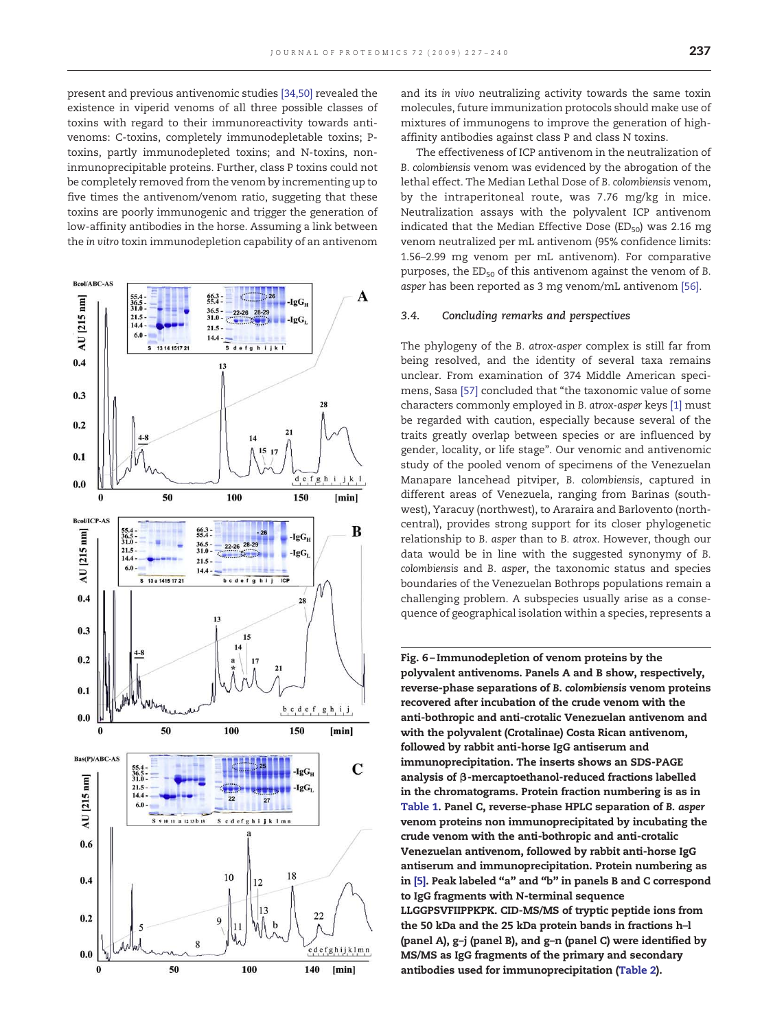present and previous antivenomic studies [34,50] revealed the existence in viperid venoms of all three possible classes of toxins with regard to their immunoreactivity towards antivenoms: C-toxins, completely immunodepletable toxins; P-toxins, partly immunodepleted toxins; and N-toxins, non-inmunoprecipitable proteins. Further, class P toxins could not be completely removed from the venom by incrementing up to five times the antivenom/venom ratio, suggeting that these toxins are poorly immunogenic and trigger the generation of low-affinity antibodies in the horse. Assuming a link between the *in vitro* toxin immunodepletion capability of an antivenom and its *in vivo* neutralizing activity towards the same toxin molecules, future immunization protocols should make use of mixtures of immunogens to improve the generation of high-affinity antibodies against class P and class N toxins.

The effectiveness of ICP antivenom in the neutralization of *B. colombiensis* venom was evidenced by the abrogation of the lethal effect. The Median Lethal Dose of *B. colombiensis* venom, by the intraperitoneal route, was 7.76 mg/kg in mice. Neutralization assays with the polyvalent ICP antivenom indicated that the Median Effective Dose ($ED_{50}$) was 2.16 mg venom neutralized per mL antivenom (95% confidence limits: 1.56–2.99 mg venom per mL antivenom). For comparative purposes, the $ED_{50}$ of this antivenom against the venom of *B. asper* has been reported as 3 mg venom/mL antivenom [56].

### 3.4. Concluding remarks and perspectives

The phylogeny of the *B. atrox-asper* complex is still far from being resolved, and the identity of several taxa remains unclear. From examination of 374 Middle American specimens, Sasa [57] concluded that "the taxonomic value of some characters commonly employed in *B. atrox-asper* keys [1] must be regarded with caution, especially because several of the traits greatly overlap between species or are influenced by gender, locality, or life stage". Our venomic and antivenomic study of the pooled venom of specimens of the Venezuelan Manapare lancehead pitviper, *B. colombiensis*, captured in different areas of Venezuela, ranging from Barinas (southwest), Yaracuy (northwest), to Araraira and Barlovento (north-central), provides strong support for its closer phylogenetic relationship to *B. asper* than to *B. atrox*. However, though our data would be in line with the suggested synonymy of *B. colombiensis* and *B. asper*, the taxonomic status and species boundaries of the Venezuelan Bothrops populations remain a challenging problem. A subspecies usually arise as a consequence of geographical isolation within a species, represents a

Fig. 6 – Immunodepletion of venom proteins by the polyvalent antivenoms. Panels A and B show, respectively, reverse-phase separations of *B. colombiensis* venom proteins recovered after incubation of the crude venom with the anti-bothropic and anti-crotalic Venezuelan antivenom and with the polyvalent (Crotalinae) Costa Rican antivenom, followed by rabbit anti-horse IgG antiserum and immunoprecipitation. The inserts shows an SDS-PAGE analysis of β-mercaptoethanol-reduced fractions labelled in the chromatograms. Protein fraction numbering is as in Table 1. Panel C, reverse-phase HPLC separation of *B. asper* venom proteins non immunoprecipitated by incubating the crude venom with the anti-bothropic and anti-crotalic Venezuelan antivenom, followed by rabbit anti-horse IgG antiserum and immunoprecipitation. Protein numbering as in [5]. Peak labeled "a" and "b" in panels B and C correspond to IgG fragments with N-terminal sequence LLGGPSVFIIPPKPK. CID-MS/MS of tryptic peptide ions from the 50 kDa and the 25 kDa protein bands in fractions h–l (panel A), g–j (panel B), and g–n (panel C) were identified by MS/MS as IgG fragments of the primary and secondary antibodies used for immunoprecipitation (Table 2).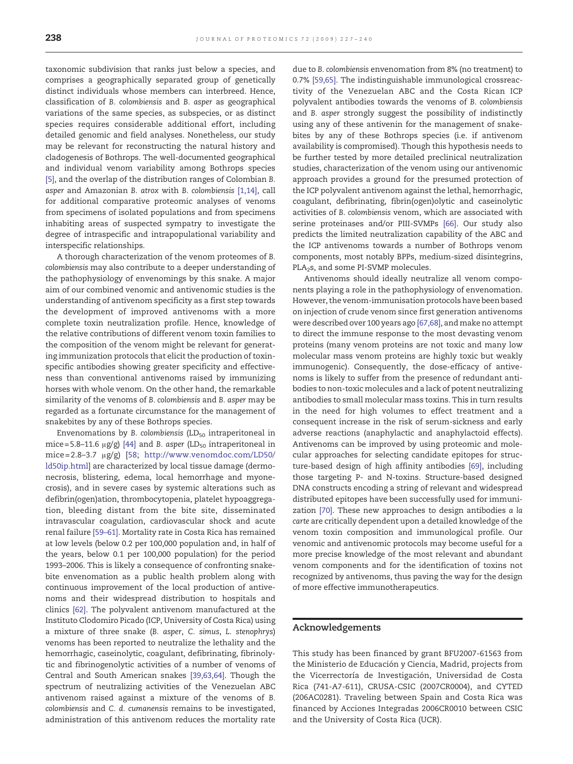taxonomic subdivision that ranks just below a species, and comprises a geographically separated group of genetically distinct individuals whose members can interbreed. Hence, classification of *B. colombiensis* and *B. asper* as geographical variations of the same species, as subspecies, or as distinct species requires considerable additional effort, including detailed genomic and field analyses. Nonetheless, our study may be relevant for reconstructing the natural history and cladogenesis of Bothrops. The well-documented geographical and individual venom variability among Bothrops species [5], and the overlap of the distribution ranges of Colombian *B. asper* and Amazonian *B. atrox* with *B. colombiensis* [1,14], call for additional comparative proteomic analyses of venoms from specimens of isolated populations and from specimens inhabiting areas of suspected sympatry to investigate the degree of intraspecific and intrapopulational variability and interspecific relationships.

A thorough characterization of the venom proteomes of *B. colombiensis* may also contribute to a deeper understanding of the pathophysiology of envenomings by this snake. A major aim of our combined venomic and antivenomic studies is the understanding of antivenom specificity as a first step towards the development of improved antivenoms with a more complete toxin neutralization profile. Hence, knowledge of the relative contributions of different venom toxin families to the composition of the venom might be relevant for generating immunization protocols that elicit the production of toxin-specific antibodies showing greater specificity and effectiveness than conventional antivenoms raised by immunizing horses with whole venom. On the other hand, the remarkable similarity of the venoms of *B. colombiensis* and *B. asper* may be regarded as a fortunate circumstance for the management of snakebites by any of these Bothrops species.

Envenomations by *B. colombiensis* ($LD_{50}$ intraperitoneal in mice = 5.8–11.6 μg/g) [44] and *B. asper* ($LD_{50}$ intraperitoneal in mice = 2.8–3.7 μg/g) [58; http://www.venomdoc.com/LD50/ld50ip.html] are characterized by local tissue damage (dermonecrosis, blistering, edema, local hemorrhage and myonecrosis), and in severe cases by systemic alterations such as defibrin(ogen)ation, thrombocytopenia, platelet hypoaggregation, bleeding distant from the bite site, disseminated intravascular coagulation, cardiovascular shock and acute renal failure [59–61]. Mortality rate in Costa Rica has remained at low levels (below 0.2 per 100,000 population and, in half of the years, below 0.1 per 100,000 population) for the period 1993–2006. This is likely a consequence of confronting snakebite envenomation as a public health problem along with continuous improvement of the local production of antivenoms and their widespread distribution to hospitals and clinics [62]. The polyvalent antivenom manufactured at the Instituto Clodomiro Picado (ICP, University of Costa Rica) using a mixture of three snake (*B. asper*, *C. simus*, *L. stenophrys*) venoms has been reported to neutralize the lethality and the hemorrhagic, caseinolytic, coagulant, defibrinating, fibrinolytic and fibrinogenolytic activities of a number of venoms of Central and South American snakes [39,63,64]. Though the spectrum of neutralizing activities of the Venezuelan ABC antivenom raised against a mixture of the venoms of *B. colombiensis* and *C. d. cumanensis* remains to be investigated, administration of this antivenom reduces the mortality rate due to *B. colombiensis* envenomation from 8% (no treatment) to 0.7% [59,65]. The indistinguishable immunological crossreactivity of the Venezuelan ABC and the Costa Rican ICP polyvalent antibodies towards the venoms of *B. colombiensis* and *B. asper* strongly suggest the possibility of indistinctly using any of these antivenin for the management of snakebites by any of these Bothrops species (i.e. if antivenom availability is compromised). Though this hypothesis needs to be further tested by more detailed preclinical neutralization studies, characterization of the venom using our antivenomic approach provides a ground for the presumed protection of the ICP polyvalent antivenom against the lethal, hemorrhagic, coagulant, defibrinating, fibrin(ogen)olytic and caseinolytic activities of *B. colombiensis* venom, which are associated with serine proteinases and/or PIII-SVMPs [66]. Our study also predicts the limited neutralization capability of the ABC and the ICP antivenoms towards a number of Bothrops venom components, most notably BPPs, medium-sized disintegrins, $PLA_2$s, and some PI-SVMP molecules.

Antivenoms should ideally neutralize all venom components playing a role in the pathophysiology of envenomation. However, the venom-immunisation protocols have been based on injection of crude venom since first generation antivenoms were described over 100 years ago [67,68], and make no attempt to direct the immune response to the most devasting venom proteins (many venom proteins are not toxic and many low molecular mass venom proteins are highly toxic but weakly immunogenic). Consequently, the dose-efficacy of antivenoms is likely to suffer from the presence of redundant antibodies to non-toxic molecules and a lack of potent neutralizing antibodies to small molecular mass toxins. This in turn results in the need for high volumes to effect treatment and a consequent increase in the risk of serum-sickness and early adverse reactions (anaphylactic and anaphylactoid effects). Antivenoms can be improved by using proteomic and molecular approaches for selecting candidate epitopes for structure-based design of high affinity antibodies [69], including those targeting P- and N-toxins. Structure-based designed DNA constructs encoding a string of relevant and widespread distributed epitopes have been successfully used for immunization [70]. These new approaches to design antibodies *a la carte* are critically dependent upon a detailed knowledge of the venom toxin composition and immunological profile. Our venomic and antivenomic protocols may become useful for a more precise knowledge of the most relevant and abundant venom components and for the identification of toxins not recognized by antivenoms, thus paving the way for the design of more effective immunotherapeutics.

## Acknowledgements

This study has been financed by grant BFU2007-61563 from the Ministerio de Educación y Ciencia, Madrid, projects from the Vicerrectoría de Investigación, Universidad de Costa Rica (741-A7-611), CRUSA-CSIC (2007CR0004), and CYTED (206AC0281). Traveling between Spain and Costa Rica was financed by Acciones Integradas 2006CR0010 between CSIC and the University of Costa Rica (UCR).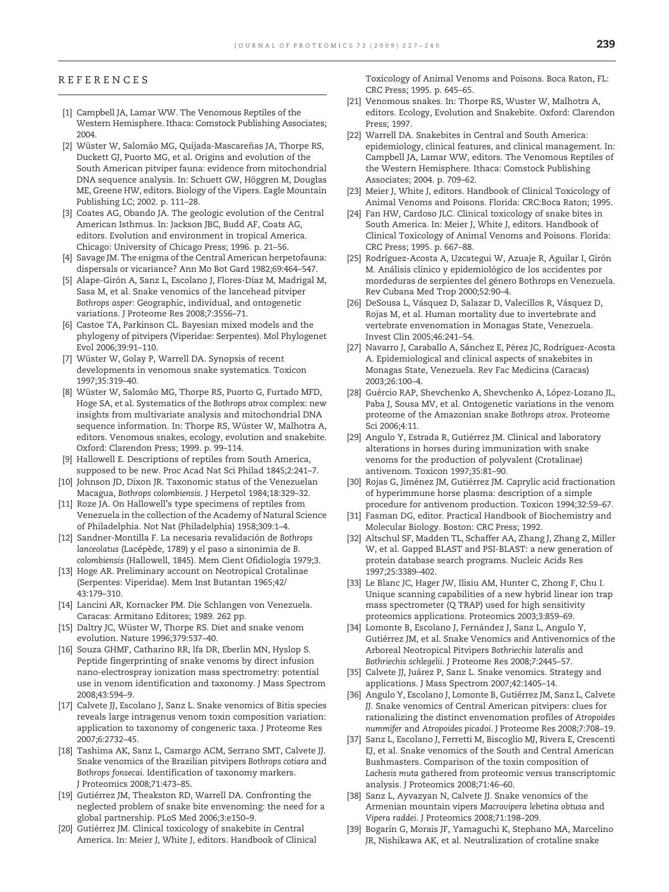## REFERENCES

[1] Campbell JA, Lamar WW. The Venomous Reptiles of the Western Hemisphere. Ithaca: Comstock Publishing Associates; 2004.

[2] Wüster W, Salomão MG, Quijada-Mascareñas JA, Thorpe RS, Duckett GJ, Puorto MG, et al. Origins and evolution of the South American pitviper fauna: evidence from mitochondrial DNA sequence analysis. In: Schuett GW, Höggren M, Douglas ME, Greene HW, editors. Biology of the Vipers. Eagle Mountain Publishing LC; 2002. p. 111–28.

[3] Coates AG, Obando JA. The geologic evolution of the Central American Isthmus. In: Jackson JBC, Budd AF, Coats AG, editors. Evolution and environment in tropical America. Chicago: University of Chicago Press; 1996. p. 21–56.

[4] Savage JM. The enigma of the Central American herpetofauna: dispersals or vicariance? Ann Mo Bot Gard 1982;69:464–547.

[5] Alape-Girón A, Sanz L, Escolano J, Flores-Díaz M, Madrigal M, Sasa M, et al. Snake venomics of the lancehead pitviper *Bothrops asper*: Geographic, individual, and ontogenetic variations. J Proteome Res 2008;7:3556–71.

[6] Castoe TA, Parkinson CL. Bayesian mixed models and the phylogeny of pitvipers (Viperidae: Serpentes). Mol Phylogenet Evol 2006;39:91–110.

[7] Wüster W, Golay P, Warrell DA. Synopsis of recent developments in venomous snake systematics. Toxicon 1997;35:319–40.

[8] Wüster W, Salomão MG, Thorpe RS, Puorto G, Furtado MFD, Hoge SA, et al. Systematics of the *Bothrops atrox* complex: new insights from multivariate analysis and mitochondrial DNA sequence information. In: Thorpe RS, Wüster W, Malhotra A, editors. Venomous snakes, ecology, evolution and snakebite. Oxford: Clarendon Press; 1999. p. 99–114.

[9] Hallowell E. Descriptions of reptiles from South America, supposed to be new. Proc Acad Nat Sci Philad 1845;2:241–7.

[10] Johnson JD, Dixon JR. Taxonomic status of the Venezuelan Macagua, *Bothrops colombiensis*. J Herpetol 1984;18:329–32.

[11] Roze JA. On Hallowell's type specimens of reptiles from Venezuela in the collection of the Academy of Natural Science of Philadelphia. Not Nat (Philadelphia) 1958;309:1–4.

[12] Sandner-Montilla F. La necesaria revalidación de *Bothrops lanceolatus* (Lacépède, 1789) y el paso a sinonimia de *B. colombiensis* (Hallowell, 1845). Mem Cient Ofidiología 1979;3.

[13] Hoge AR. Preliminary account on Neotropical Crotalinae (Serpentes: Viperidae). Mem Inst Butantan 1965;42/43:179–310.

[14] Lancini AR, Kornacker PM. Die Schlangen von Venezuela. Caracas: Armitano Editores; 1989. 262 pp.

[15] Daltry JC, Wüster W, Thorpe RS. Diet and snake venom evolution. Nature 1996;379:537–40.

[16] Souza GHMF, Catharino RR, lfa DR, Eberlin MN, Hyslop S. Peptide fingerprinting of snake venoms by direct infusion nano-electrospray ionization mass spectrometry: potential use in venom identification and taxonomy. J Mass Spectrom 2008;43:594–9.

[17] Calvete JJ, Escolano J, Sanz L. Snake venomics of Bitis species reveals large intragenus venom toxin composition variation: application to taxonomy of congeneric taxa. J Proteome Res 2007;6:2732–45.

[18] Tashima AK, Sanz L, Camargo ACM, Serrano SMT, Calvete JJ. Snake venomics of the Brazilian pitvipers *Bothrops cotiara* and *Bothrops fonsecai*. Identification of taxonomy markers. J Proteomics 2008;71:473–85.

[19] Gutiérrez JM, Theakston RD, Warrell DA. Confronting the neglected problem of snake bite envenoming: the need for a global partnership. PLoS Med 2006;3:e150–9.

[20] Gutiérrez JM. Clinical toxicology of snakebite in Central America. In: Meier J, White J, editors. Handbook of Clinical Toxicology of Animal Venoms and Poisons. Boca Raton, FL: CRC Press; 1995. p. 645–65.

[21] Venomous snakes. In: Thorpe RS, Wuster W, Malhotra A, editors. Ecology, Evolution and Snakebite. Oxford: Clarendon Press; 1997.

[22] Warrell DA. Snakebites in Central and South America: epidemiology, clinical features, and clinical management. In: Campbell JA, Lamar WW, editors. The Venomous Reptiles of the Western Hemisphere. Ithaca: Comstock Publishing Associates; 2004. p. 709–62.

[23] Meier J, White J, editors. Handbook of Clinical Toxicology of Animal Venoms and Poisons. Florida: CRC:Boca Raton; 1995.

[24] Fan HW, Cardoso JLC. Clinical toxicology of snake bites in South America. In: Meier J, White J, editors. Handbook of Clinical Toxicology of Animal Venoms and Poisons. Florida: CRC Press; 1995. p. 667–88.

[25] Rodríguez-Acosta A, Uzcategui W, Azuaje R, Aguilar I, Girón M. Análisis clínico y epidemiológico de los accidentes por mordeduras de serpientes del género Bothrops en Venezuela. Rev Cubana Med Trop 2000;52:90–4.

[26] DeSousa L, Vásquez D, Salazar D, Valecillos R, Vásquez D, Rojas M, et al. Human mortality due to invertebrate and vertebrate envenomation in Monagas State, Venezuela. Invest Clin 2005;46:241–54.

[27] Navarro J, Caraballo A, Sánchez E, Pérez JC, Rodríguez-Acosta A. Epidemiological and clinical aspects of snakebites in Monagas State, Venezuela. Rev Fac Medicina (Caracas) 2003;26:100–4.

[28] Guércio RAP, Shevchenko A, Shevchenko A, López-Lozano JL, Paba J, Sousa MV, et al. Ontogenetic variations in the venom proteome of the Amazonian snake *Bothrops atrox*. Proteome Sci 2006;4:11.

[29] Angulo Y, Estrada R, Gutiérrez JM. Clinical and laboratory alterations in horses during immunization with snake venoms for the production of polyvalent (Crotalinae) antivenom. Toxicon 1997;35:81–90.

[30] Rojas G, Jiménez JM, Gutiérrez JM. Caprylic acid fractionation of hyperimmune horse plasma: description of a simple procedure for antivenom production. Toxicon 1994;32:59–67.

[31] Fasman DG, editor. Practical Handbook of Biochemistry and Molecular Biology. Boston: CRC Press; 1992.

[32] Altschul SF, Madden TL, Schaffer AA, Zhang J, Zhang Z, Miller W, et al. Gapped BLAST and PSI-BLAST: a new generation of protein database search programs. Nucleic Acids Res 1997;25:3389–402.

[33] Le Blanc JC, Hager JW, Ilisiu AM, Hunter C, Zhong F, Chu I. Unique scanning capabilities of a new hybrid linear ion trap mass spectrometer (Q TRAP) used for high sensitivity proteomics applications. Proteomics 2003;3:859–69.

[34] Lomonte B, Escolano J, Fernández J, Sanz L, Angulo Y, Gutiérrez JM, et al. Snake Venomics and Antivenomics of the Arboreal Neotropical Pitvipers *Bothriechis lateralis* and *Bothriechis schlegelii*. J Proteome Res 2008;7:2445–57.

[35] Calvete JJ, Juárez P, Sanz L. Snake venomics. Strategy and applications. J Mass Spectrom 2007;42:1405–14.

[36] Angulo Y, Escolano J, Lomonte B, Gutiérrez JM, Sanz L, Calvete JJ. Snake venomics of Central American pitvipers: clues for rationalizing the distinct envenomation profiles of *Atropoides nummifer* and *Atropoides picadoi*. J Proteome Res 2008;7:708–19.

[37] Sanz L, Escolano J, Ferretti M, Biscoglio MJ, Rivera E, Crescenti EJ, et al. Snake venomics of the South and Central American Bushmasters. Comparison of the toxin composition of *Lachesis muta* gathered from proteomic versus transcriptomic analysis. J Proteomics 2008;71:46–60.

[38] Sanz L, Ayvazyan N, Calvete JJ. Snake venomics of the Armenian mountain vipers *Macrovipera lebetina obtusa* and *Vipera raddei*. J Proteomics 2008;71:198–209.

[39] Bogarín G, Morais JF, Yamaguchi K, Stephano MA, Marcelino JR, Nishikawa AK, et al. Neutralization of crotaline snake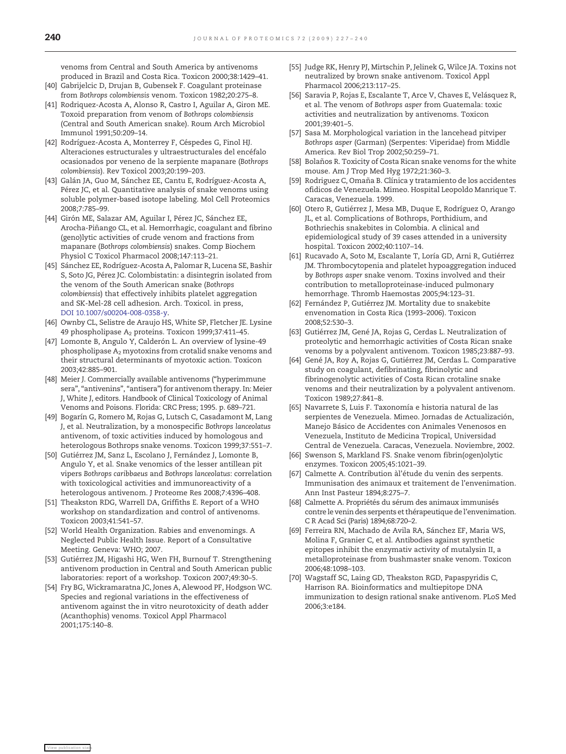venoms from Central and South America by antivenoms produced in Brazil and Costa Rica. Toxicon 2000;38:1429–41.

[40] Gabrijelcic D, Drujan B, Gubensek F. Coagulant proteinase from *Bothrops colombiensis* venom. Toxicon 1982;20:275–8.

[41] Rodriquez-Acosta A, Alonso R, Castro I, Aguilar A, Giron ME. Toxoid preparation from venom of *Bothrops colombiensis* (Central and South American snake). Roum Arch Microbiol Immunol 1991;50:209–14.

[42] Rodríguez-Acosta A, Monterrey F, Céspedes G, Finol HJ. Alteraciones estructurales y ultraestructurales del encéfalo ocasionados por veneno de la serpiente mapanare (*Bothrops colombiensis*). Rev Toxicol 2003;20:199–203.

[43] Galán JA, Guo M, Sánchez EE, Cantu E, Rodríguez-Acosta A, Pérez JC, et al. Quantitative analysis of snake venoms using soluble polymer-based isotope labeling. Mol Cell Proteomics 2008;7:785–99.

[44] Girón ME, Salazar AM, Aguilar I, Pérez JC, Sánchez EE, Arocha-Piñango CL, et al. Hemorrhagic, coagulant and fibrino (geno)lytic activities of crude venom and fractions from mapanare (*Bothrops colombiensis*) snakes. Comp Biochem Physiol C Toxicol Pharmacol 2008;147:113–21.

[45] Sánchez EE, Rodríguez-Acosta A, Palomar R, Lucena SE, Bashir S, Soto JG, Pérez JC. Colombistatin: a disintegrin isolated from the venom of the South American snake (*Bothrops colombiensis*) that effectively inhibits platelet aggregation and SK-Mel-28 cell adhesion. Arch. Toxicol. in press, DOI 10.1007/s00204-008-0358-y.

[46] Ownby CL, Selistre de Araujo HS, White SP, Fletcher JE. Lysine 49 phospholipase $A_2$ proteins. Toxicon 1999;37:411–45.

[47] Lomonte B, Angulo Y, Calderón L. An overview of lysine-49 phospholipase $A_2$ myotoxins from crotalid snake venoms and their structural determinants of myotoxic action. Toxicon 2003;42:885–901.

[48] Meier J. Commercially available antivenoms ("hyperimmune sera", "antivenins", "antisera") for antivenom therapy. In: Meier J, White J, editors. Handbook of Clinical Toxicology of Animal Venoms and Poisons. Florida: CRC Press; 1995. p. 689–721.

[49] Bogarín G, Romero M, Rojas G, Lutsch C, Casadamont M, Lang J, et al. Neutralization, by a monospecific *Bothrops lanceolatus* antivenom, of toxic activities induced by homologous and heterologous Bothrops snake venoms. Toxicon 1999;37:551–7.

[50] Gutiérrez JM, Sanz L, Escolano J, Fernández J, Lomonte B, Angulo Y, et al. Snake venomics of the lesser antillean pit vipers *Bothrops caribbaeus* and *Bothrops lanceolatus*: correlation with toxicological activities and immunoreactivity of a heterologous antivenom. J Proteome Res 2008;7:4396–408.

[51] Theakston RDG, Warrell DA, Griffiths E. Report of a WHO workshop on standardization and control of antivenoms. Toxicon 2003;41:541–57.

[52] World Health Organization. Rabies and envenomings. A Neglected Public Health Issue. Report of a Consultative Meeting. Geneva: WHO; 2007.

[53] Gutiérrez JM, Higashi HG, Wen FH, Burnouf T. Strengthening antivenom production in Central and South American public laboratories: report of a workshop. Toxicon 2007;49:30–5.

[54] Fry BG, Wickramaratna JC, Jones A, Alewood PF, Hodgson WC. Species and regional variations in the effectiveness of antivenom against the in vitro neurotoxicity of death adder (Acanthophis) venoms. Toxicol Appl Pharmacol 2001;175:140–8.

[55] Judge RK, Henry PJ, Mirtschin P, Jelinek G, Wilce JA. Toxins not neutralized by brown snake antivenom. Toxicol Appl Pharmacol 2006;213:117–25.

[56] Saravia P, Rojas E, Escalante T, Arce V, Chaves E, Velásquez R, et al. The venom of *Bothrops asper* from Guatemala: toxic activities and neutralization by antivenoms. Toxicon 2001;39:401–5.

[57] Sasa M. Morphological variation in the lancehead pitviper *Bothrops asper* (Garman) (Serpentes: Viperidae) from Middle America. Rev Biol Trop 2002;50:259–71.

[58] Bolaños R. Toxicity of Costa Rican snake venoms for the white mouse. Am J Trop Med Hyg 1972;21:360–3.

[59] Rodriguez C, Omaña B. Clínica y tratamiento de los accidentes ofidicos de Venezuela. Mimeo. Hospital Leopoldo Manrique T. Caracas, Venezuela. 1999.

[60] Otero R, Gutiérrez J, Mesa MB, Duque E, Rodríguez O, Arango JL, et al. Complications of Bothrops, Porthidium, and Bothriechis snakebites in Colombia. A clinical and epidemiological study of 39 cases attended in a university hospital. Toxicon 2002;40:1107–14.

[61] Rucavado A, Soto M, Escalante T, Loría GD, Arni R, Gutiérrez JM. Thrombocytopenia and platelet hypoaggregation induced by *Bothrops asper* snake venom. Toxins involved and their contribution to metalloproteinase-induced pulmonary hemorrhage. Thromb Haemostas 2005;94:123–31.

[62] Fernández P, Gutiérrez JM. Mortality due to snakebite envenomation in Costa Rica (1993–2006). Toxicon 2008;52:530–3.

[63] Gutiérrez JM, Gené JA, Rojas G, Cerdas L. Neutralization of proteolytic and hemorrhagic activities of Costa Rican snake venoms by a polyvalent antivenom. Toxicon 1985;23:887–93.

[64] Gené JA, Roy A, Rojas G, Gutiérrez JM, Cerdas L. Comparative study on coagulant, defibrinating, fibrinolytic and fibrinogenolytic activities of Costa Rican crotaline snake venoms and their neutralization by a polyvalent antivenom. Toxicon 1989;27:841–8.

[65] Navarrete S, Luis F. Taxonomía e historia natural de las serpientes de Venezuela. Mimeo. Jornadas de Actualización, Manejo Básico de Accidentes con Animales Venenosos en Venezuela, Instituto de Medicina Tropical, Universidad Central de Venezuela. Caracas, Venezuela. Noviembre, 2002.

[66] Swenson S, Markland FS. Snake venom fibrin(ogen)olytic enzymes. Toxicon 2005;45:1021–39.

[67] Calmette A. Contribution àl'étude du venin des serpents. Immunisation des animaux et traitement de l'envenimation. Ann Inst Pasteur 1894;8:275–7.

[68] Calmette A. Propriétés du sérum des animaux immunisés contre le venin des serpents et thérapeutique de l'envenimation. C R Acad Sci (Paris) 1894;68:720–2.

[69] Ferreira RN, Machado de Avila RA, Sánchez EF, Maria WS, Molina F, Granier C, et al. Antibodies against synthetic epitopes inhibit the enzymativ activity of mutalysin II, a metalloproteinase from bushmaster snake venom. Toxicon 2006;48:1098–103.

[70] Wagstaff SC, Laing GD, Theakston RGD, Papaspyridis C, Harrison RA. Bioinformatics and multiepitope DNA immunization to design rational snake antivenom. PLoS Med 2006;3:e184.